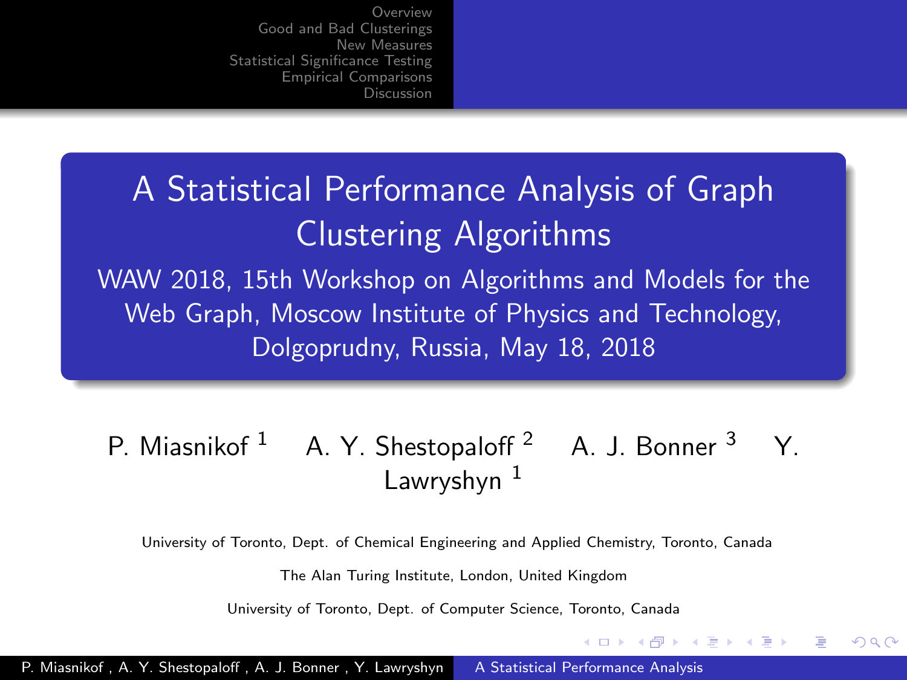# A Statistical Performance Analysis of Graph Clustering Algorithms

WAW 2018, 15th Workshop on Algorithms and Models for the Web Graph, Moscow Institute of Physics and Technology, Dolgoprudny, Russia, May 18, 2018

P. Miasnikof [1] A. Y. Shestopaloff [2] A. J. Bonner [3] Y. Lawryshyn [1]

University of Toronto, Dept. of Chemical Engineering and Applied Chemistry, Toronto, Canada

The Alan Turing Institute, London, United Kingdom

University of Toronto, Dept. of Computer Science, Toronto, Canada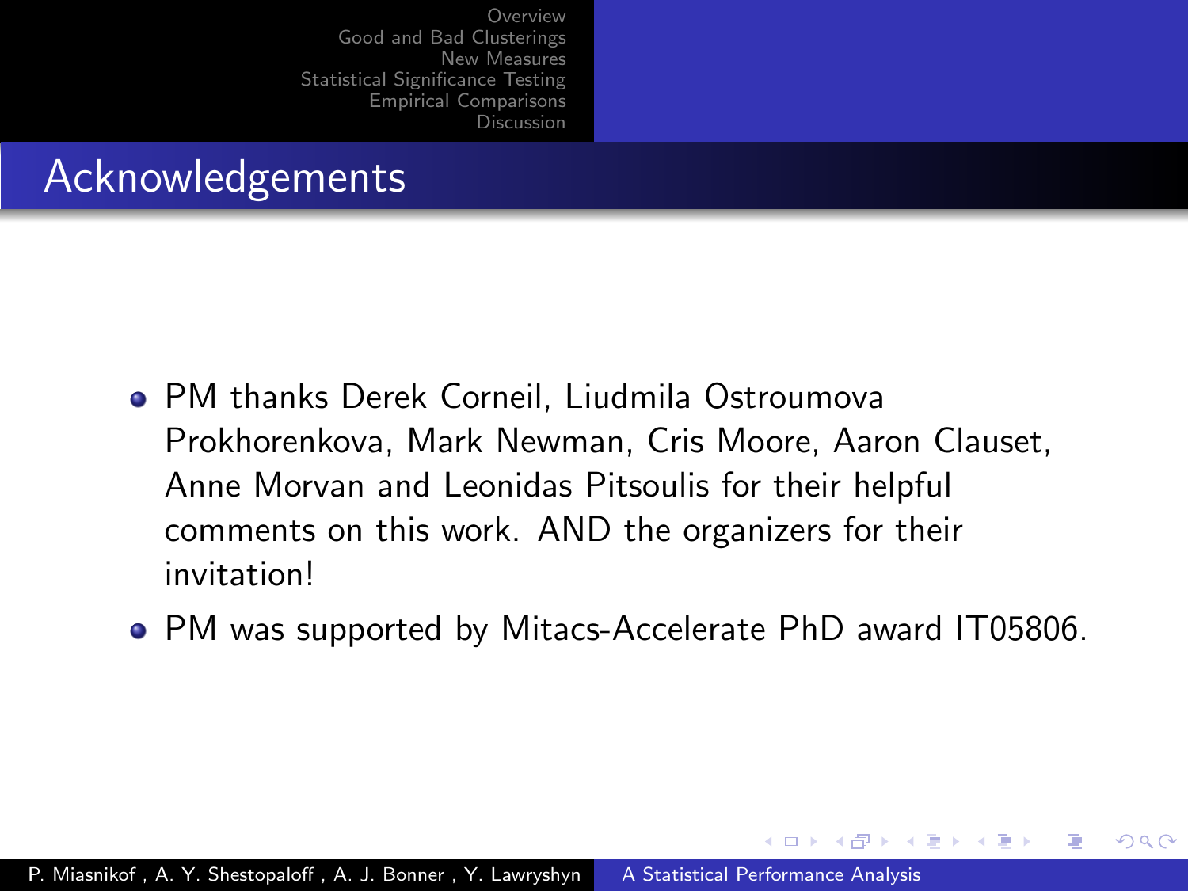# Acknowledgements

- PM thanks Derek Corneil, Liudmila Ostroumova Prokhorenkova, Mark Newman, Cris Moore, Aaron Clauset, Anne Morvan and Leonidas Pitsoulis for their helpful comments on this work. AND the organizers for their invitation!
- PM was supported by Mitacs-Accelerate PhD award IT05806.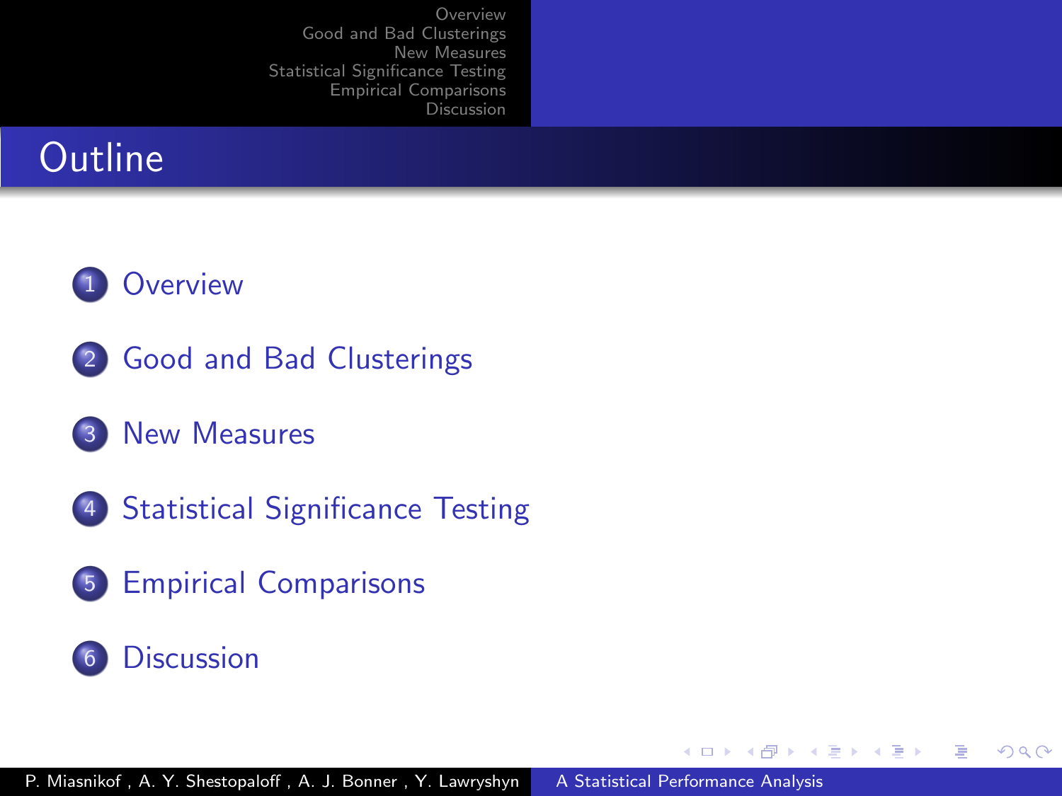# Outline

1. Overview
2. Good and Bad Clusterings
3. New Measures
4. Statistical Significance Testing
5. Empirical Comparisons
6. Discussion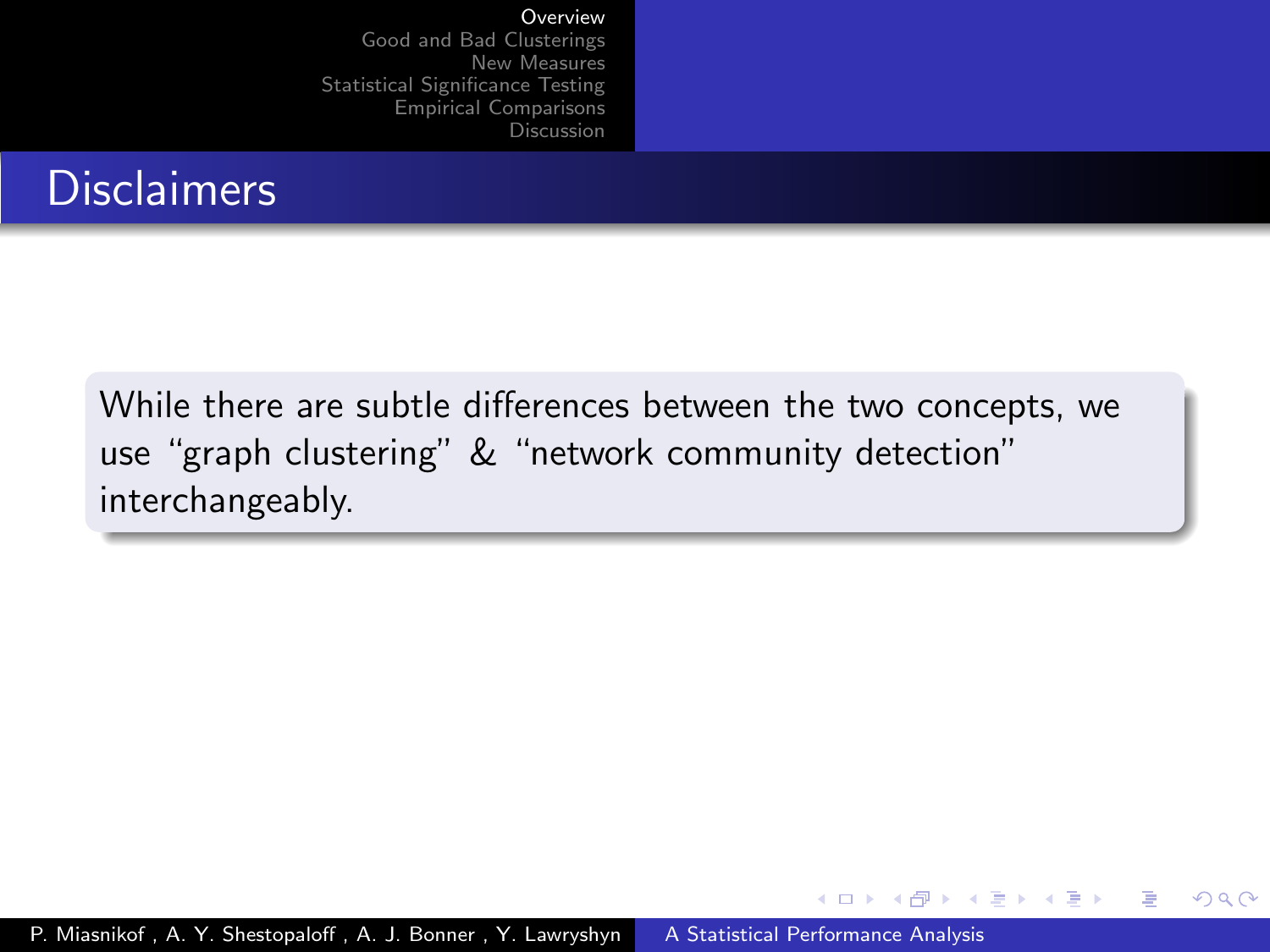## Disclaimers

While there are subtle differences between the two concepts, we use "graph clustering" & "network community detection" interchangeably.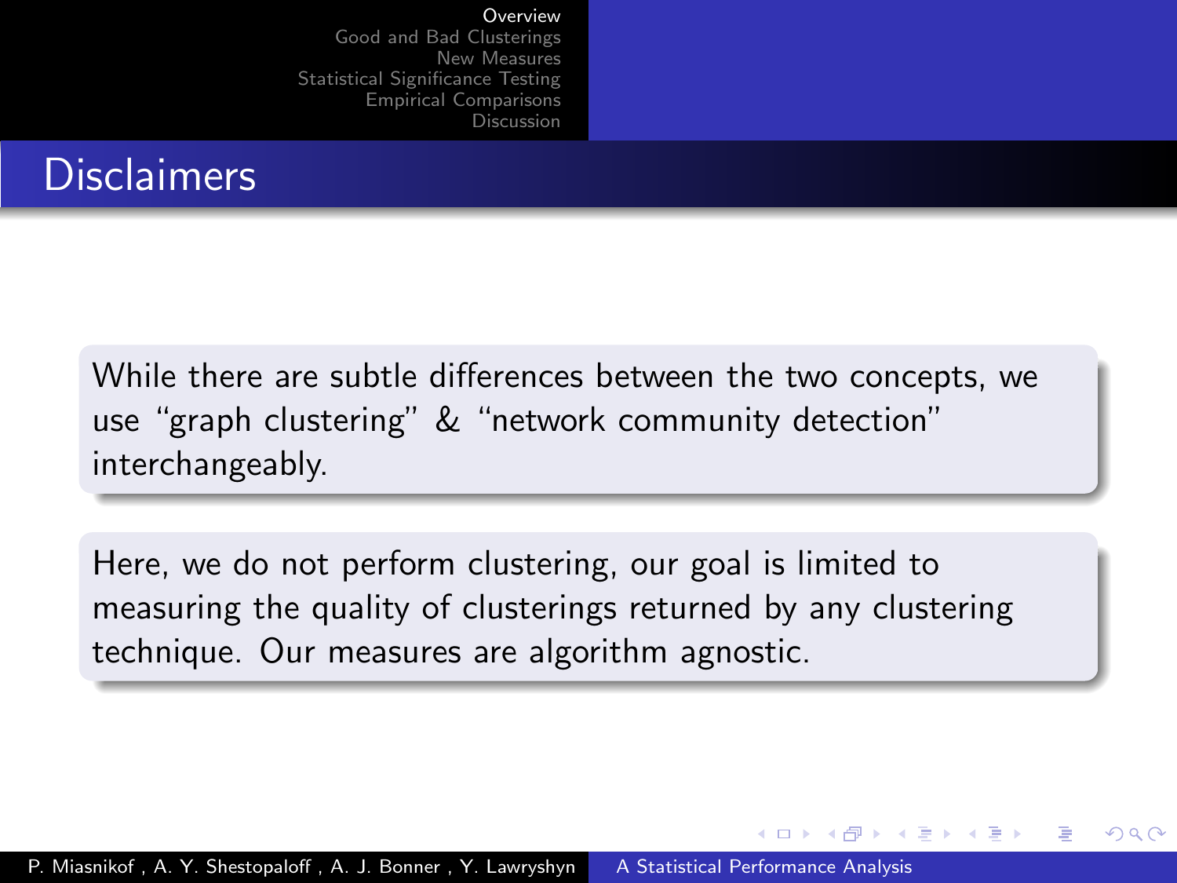# Disclaimers

While there are subtle differences between the two concepts, we use “graph clustering” & “network community detection” interchangeably.

Here, we do not perform clustering, our goal is limited to measuring the quality of clusterings returned by any clustering technique. Our measures are algorithm agnostic.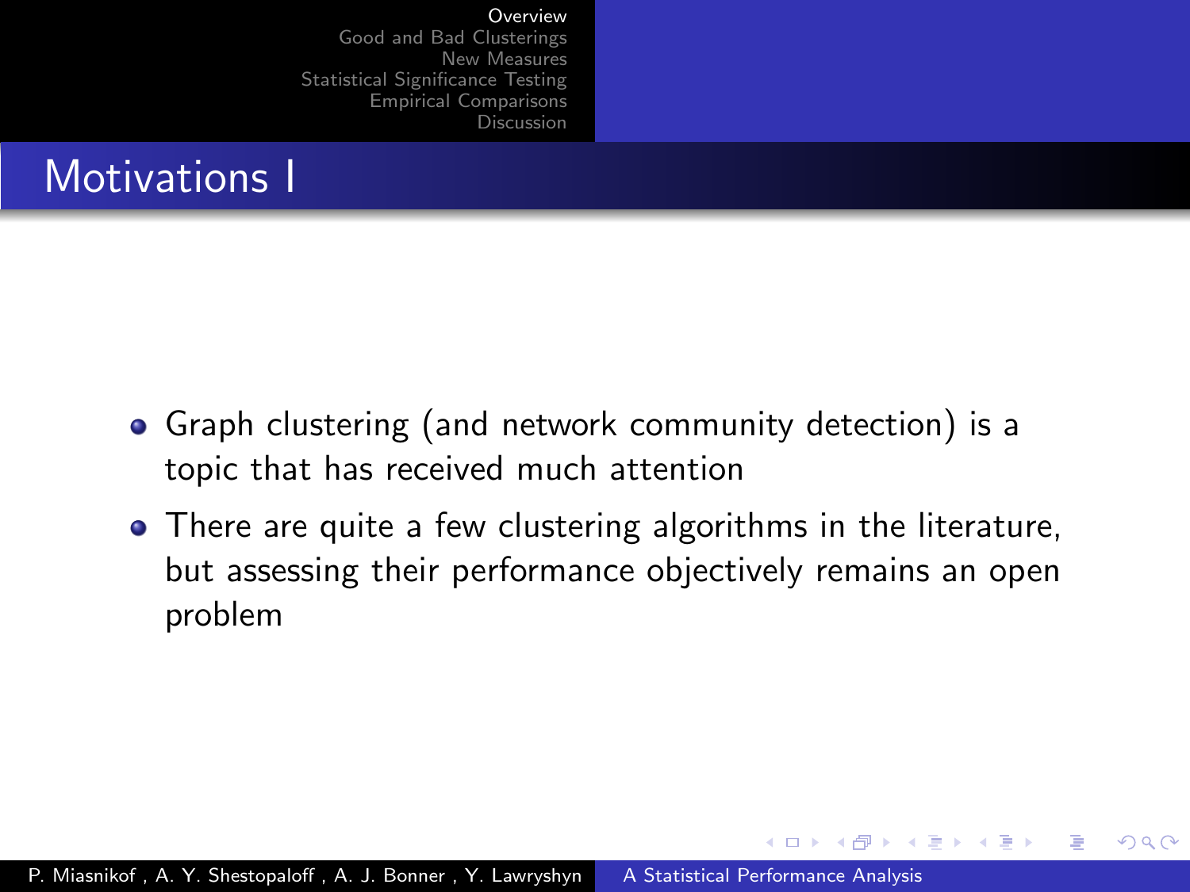# Motivations I

- Graph clustering (and network community detection) is a topic that has received much attention
- There are quite a few clustering algorithms in the literature, but assessing their performance objectively remains an open problem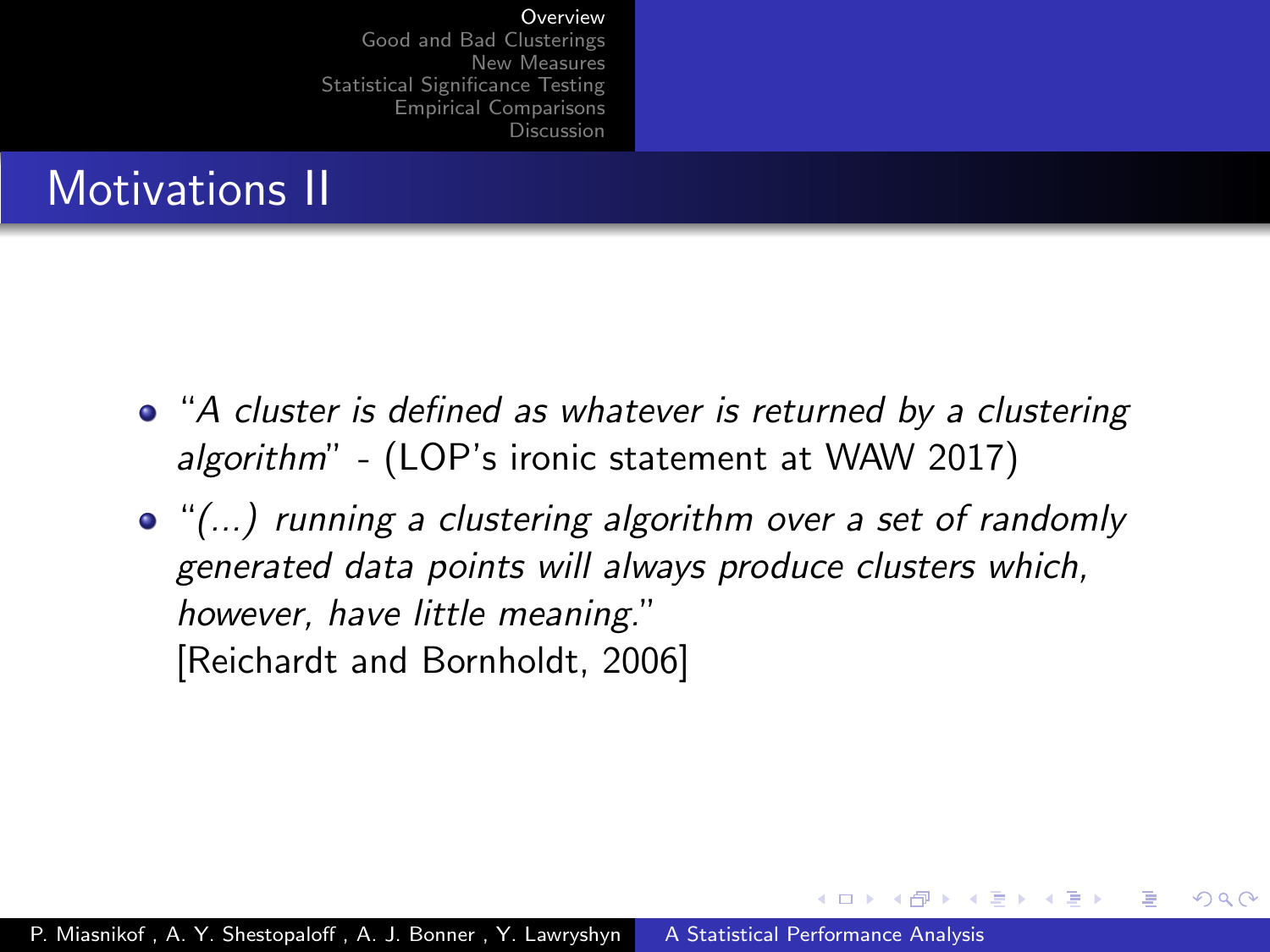## Motivations II

- "*A cluster is defined as whatever is returned by a clustering algorithm*" - (LOP's ironic statement at WAW 2017)
- "*(...) running a clustering algorithm over a set of randomly generated data points will always produce clusters which, however, have little meaning.*"
  [Reichardt and Bornholdt, 2006]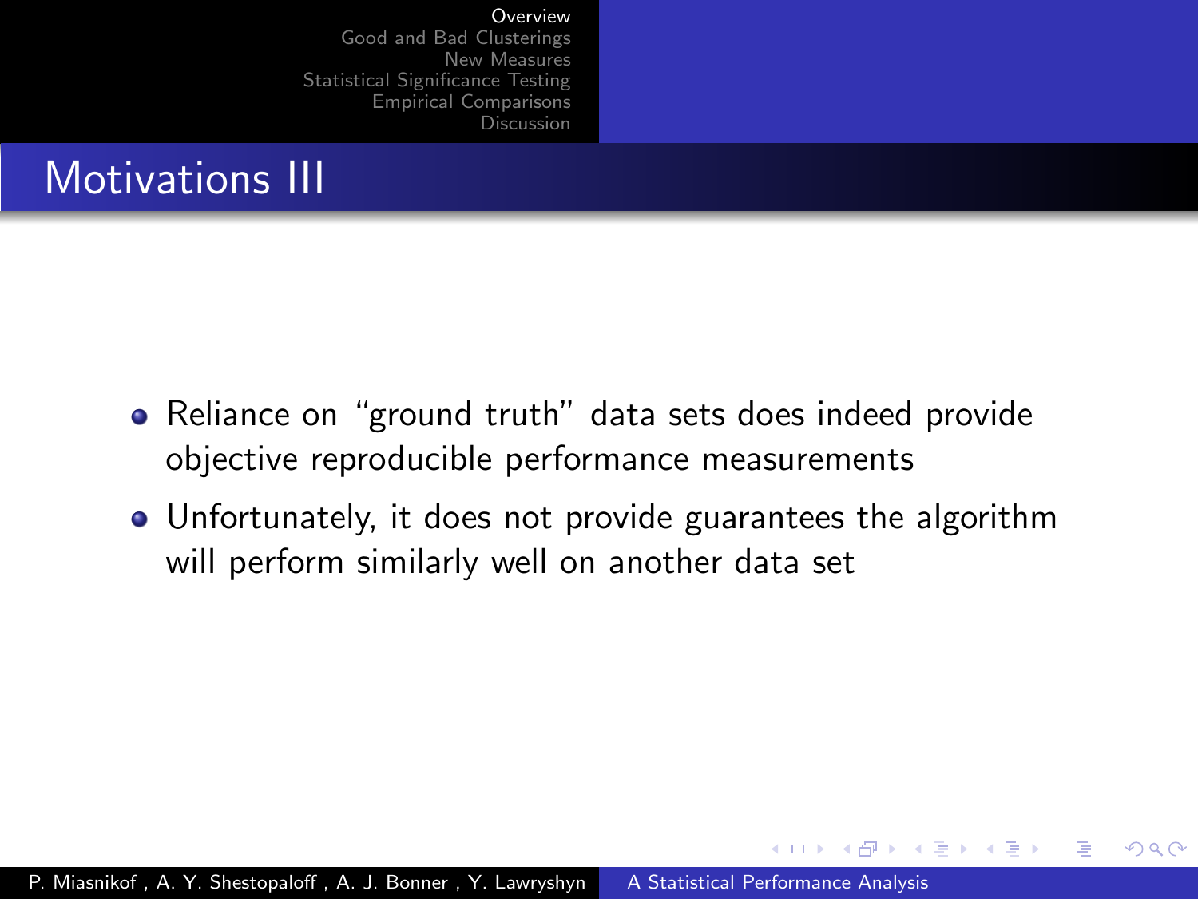## Motivations III

- Reliance on “ground truth” data sets does indeed provide objective reproducible performance measurements
- Unfortunately, it does not provide guarantees the algorithm will perform similarly well on another data set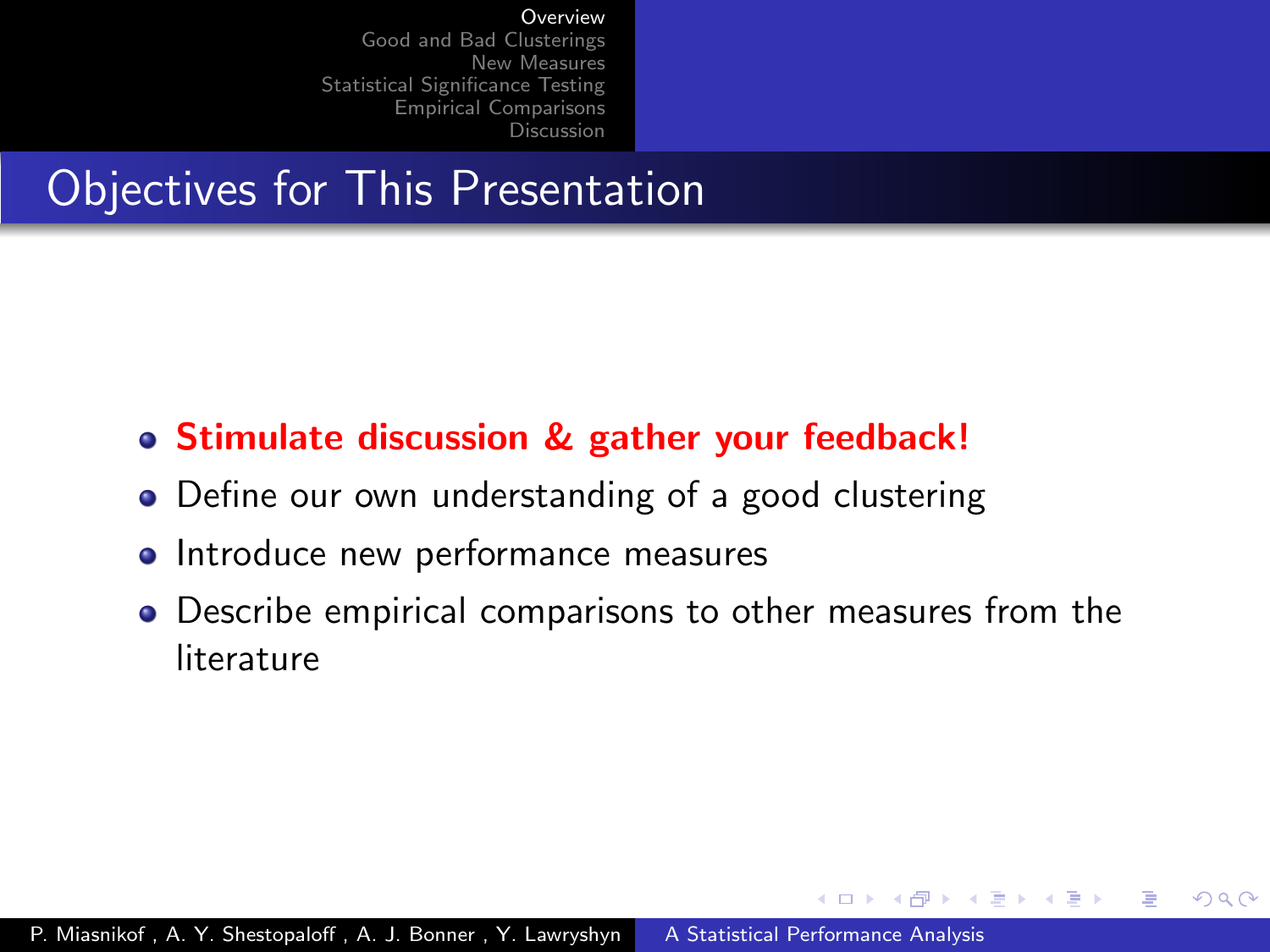# Objectives for This Presentation

- **Stimulate discussion & gather your feedback!**
- Define our own understanding of a good clustering
- Introduce new performance measures
- Describe empirical comparisons to other measures from the literature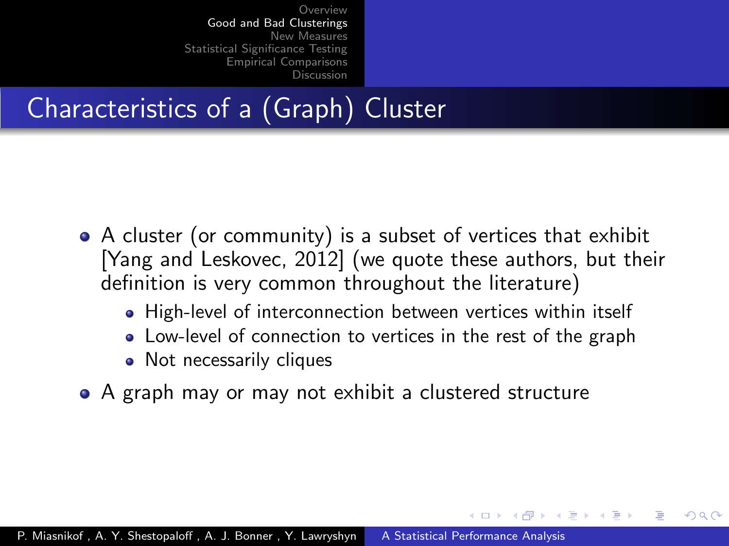# Characteristics of a (Graph) Cluster

- A cluster (or community) is a subset of vertices that exhibit [Yang and Leskovec, 2012] (we quote these authors, but their definition is very common throughout the literature)
  - High-level of interconnection between vertices within itself
  - Low-level of connection to vertices in the rest of the graph
  - Not necessarily cliques
- A graph may or may not exhibit a clustered structure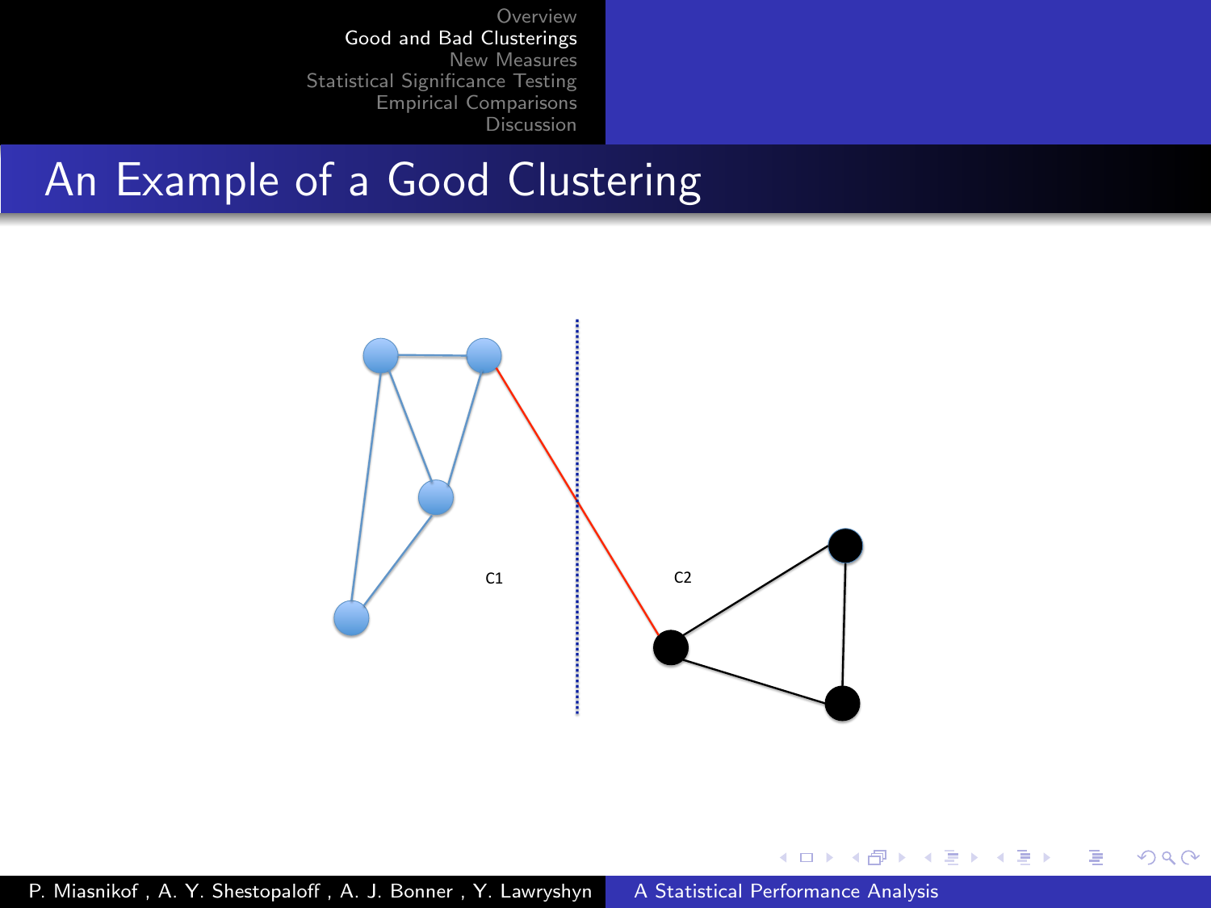# An Example of a Good Clustering

C1

C2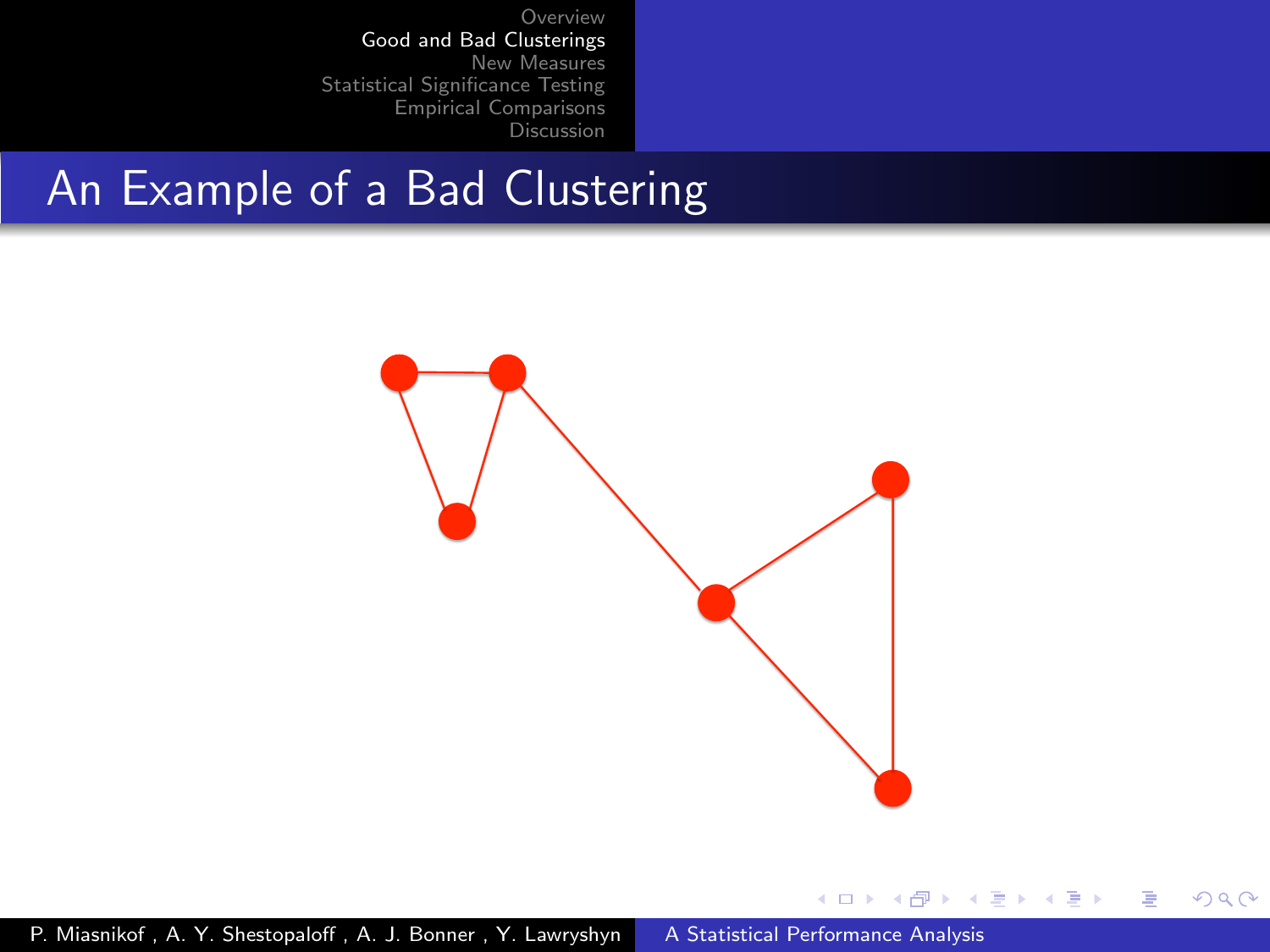# An Example of a Bad Clustering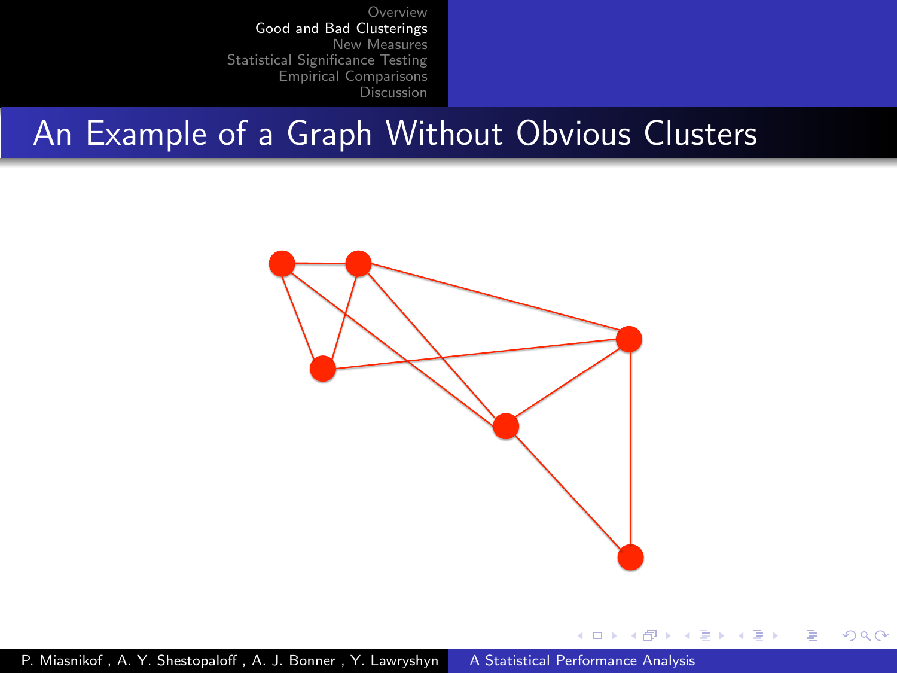# An Example of a Graph Without Obvious Clusters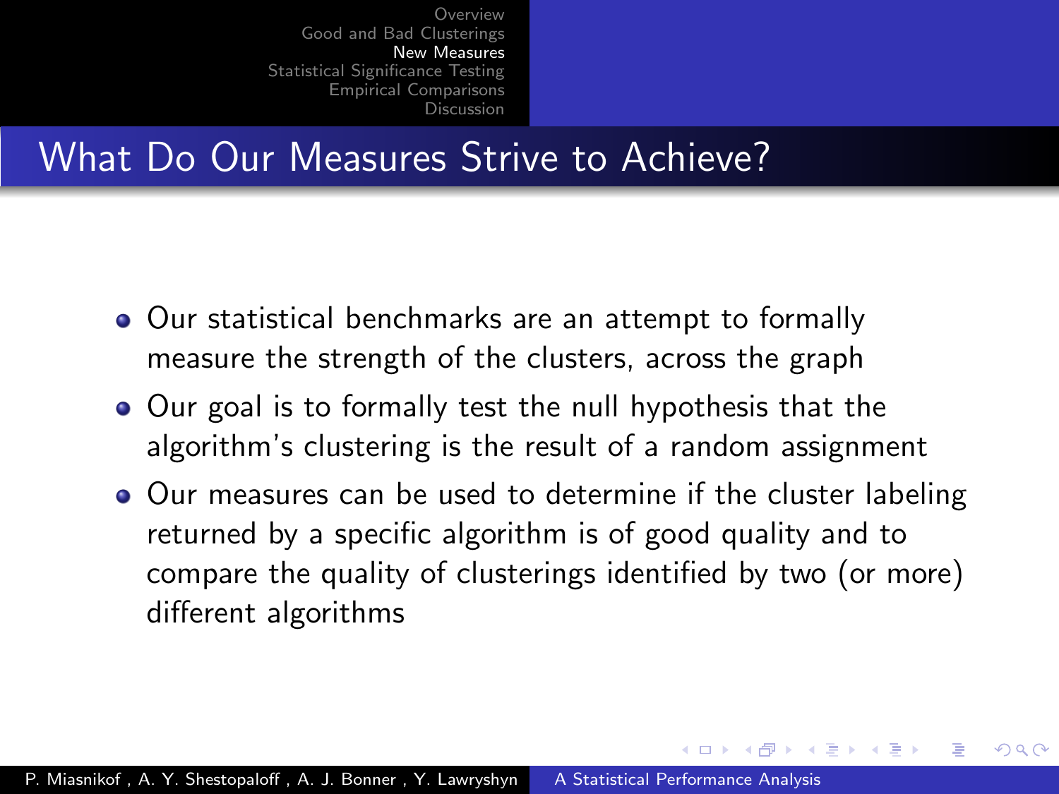# What Do Our Measures Strive to Achieve?

- Our statistical benchmarks are an attempt to formally measure the strength of the clusters, across the graph
- Our goal is to formally test the null hypothesis that the algorithm's clustering is the result of a random assignment
- Our measures can be used to determine if the cluster labeling returned by a specific algorithm is of good quality and to compare the quality of clusterings identified by two (or more) different algorithms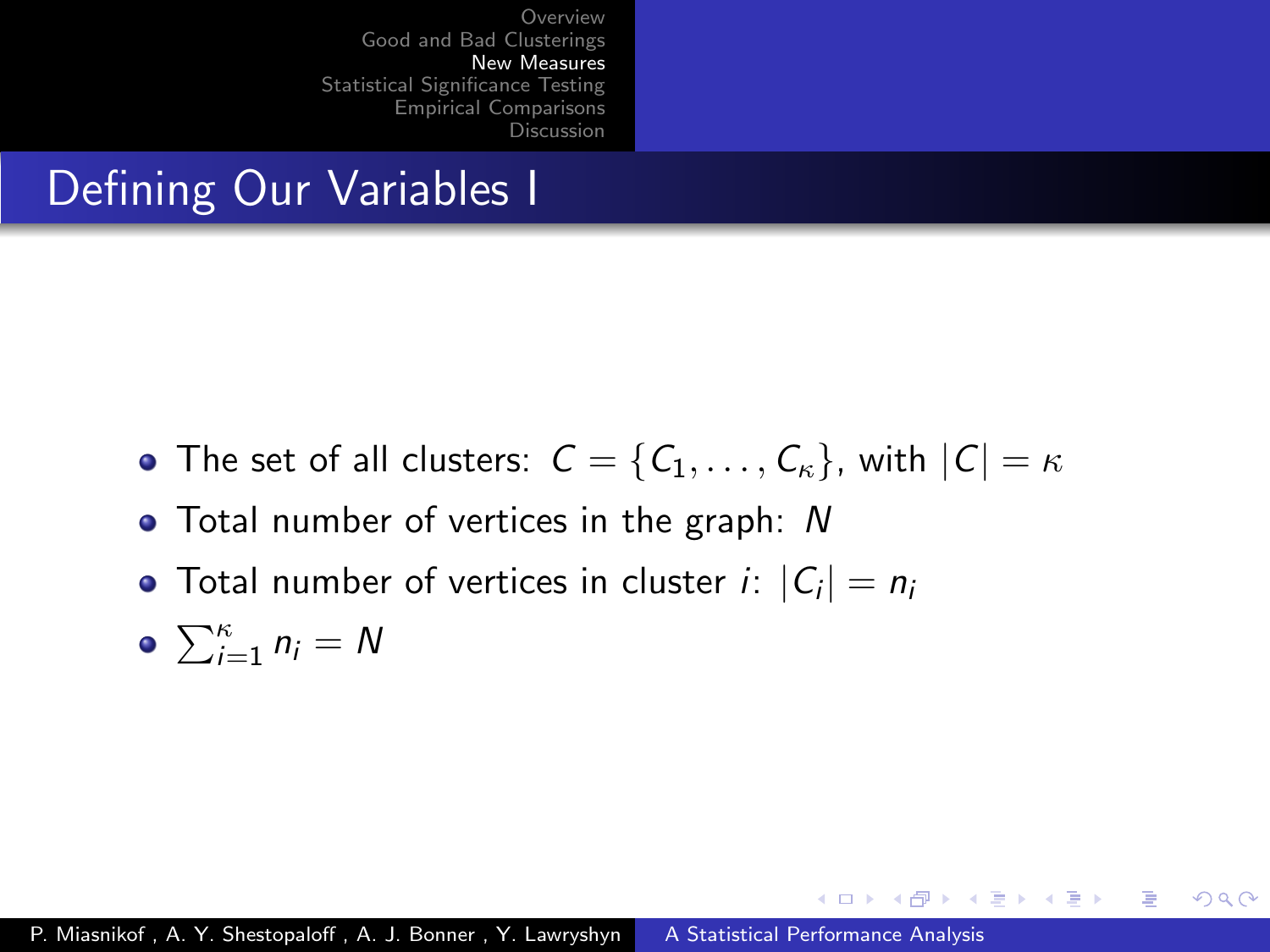## Defining Our Variables I

- The set of all clusters: $C = \{C_1, \ldots, C_\kappa\}$, with $|C| = \kappa$
- Total number of vertices in the graph: $N$
- Total number of vertices in cluster $i$: $|C_i| = n_i$
- $\sum_{i=1}^{\kappa} n_i = N$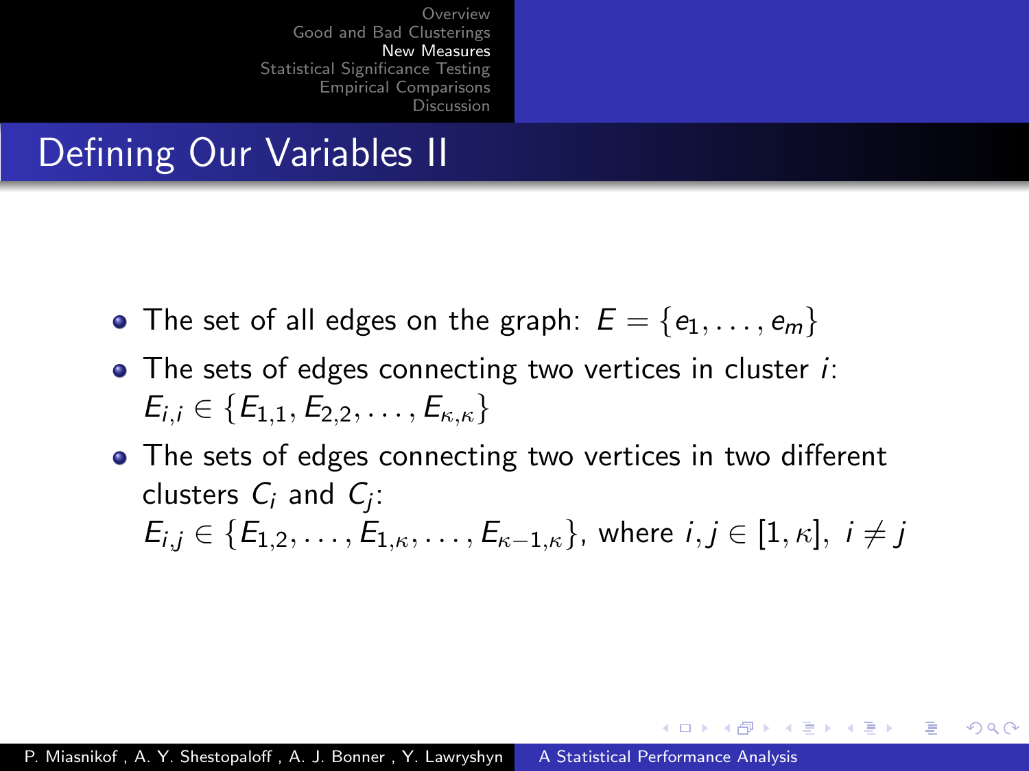# Defining Our Variables II

- The set of all edges on the graph: $E = \{e_1, \ldots, e_m\}$
- The sets of edges connecting two vertices in cluster $i$: $E_{i,i} \in \{E_{1,1}, E_{2,2}, \ldots, E_{\kappa,\kappa}\}$
- The sets of edges connecting two vertices in two different clusters $C_i$ and $C_j$: $E_{i,j} \in \{E_{1,2}, \ldots, E_{1,\kappa}, \ldots, E_{\kappa-1,\kappa}\}$, where $i, j \in [1, \kappa]$, $i \neq j$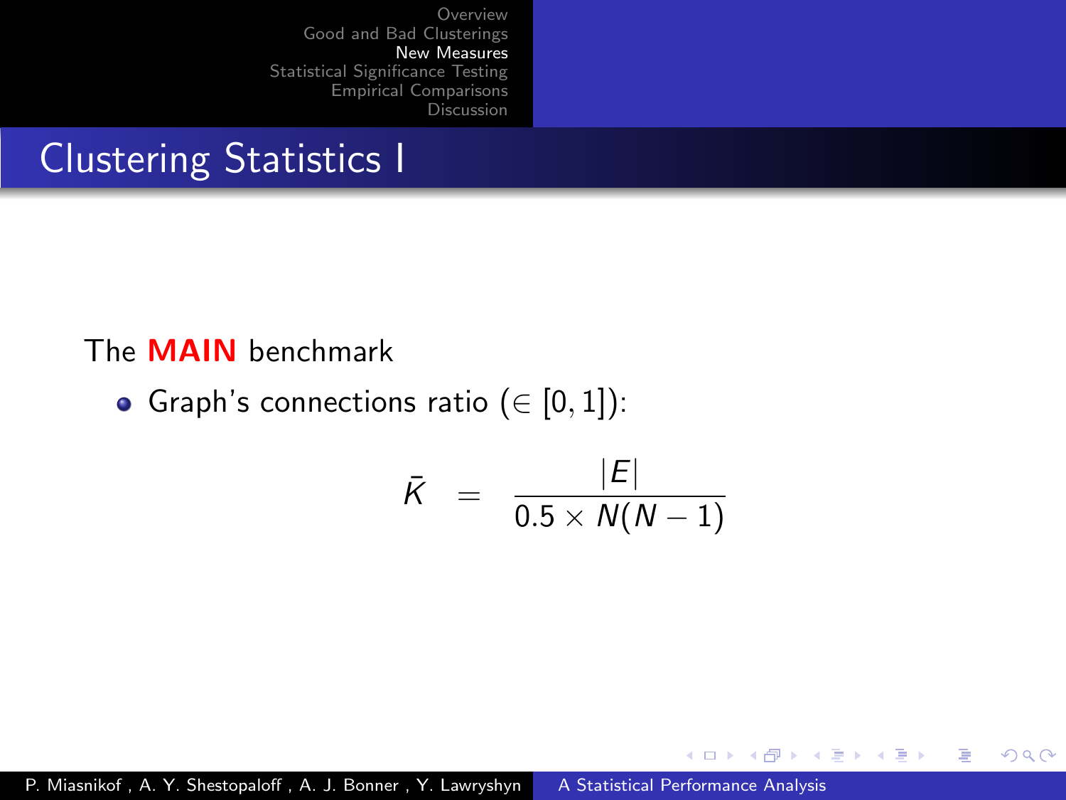## Clustering Statistics I

The **MAIN** benchmark

- Graph's connections ratio ($\in [0, 1]$):

$$\bar{K} = \frac{|E|}{0.5 \times N(N-1)}$$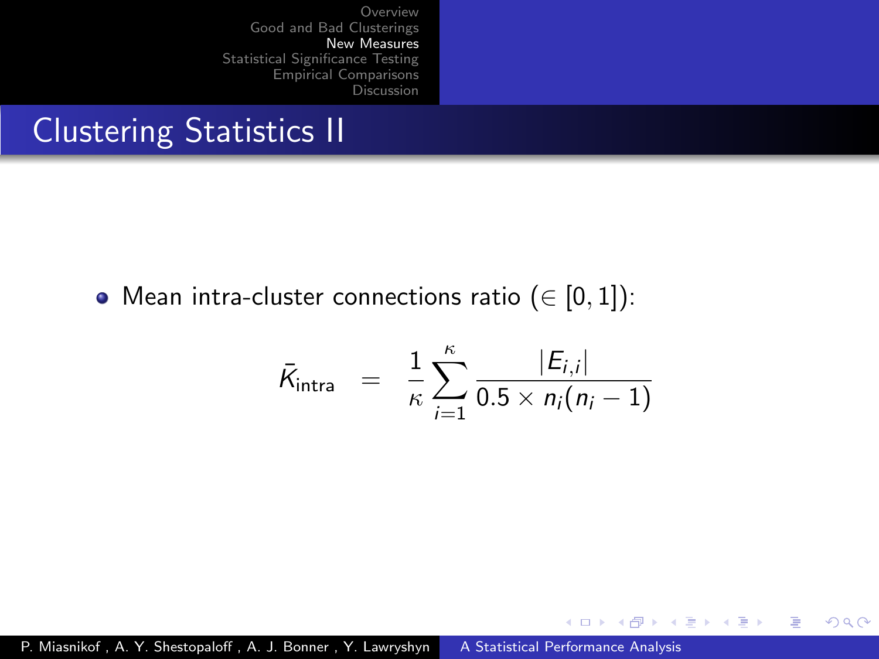# Clustering Statistics II

- Mean intra-cluster connections ratio ($\in [0, 1]$):

$$\bar{K}_{\text{intra}} = \frac{1}{\kappa} \sum_{i=1}^{\kappa} \frac{|E_{i,i}|}{0.5 \times n_i(n_i - 1)}$$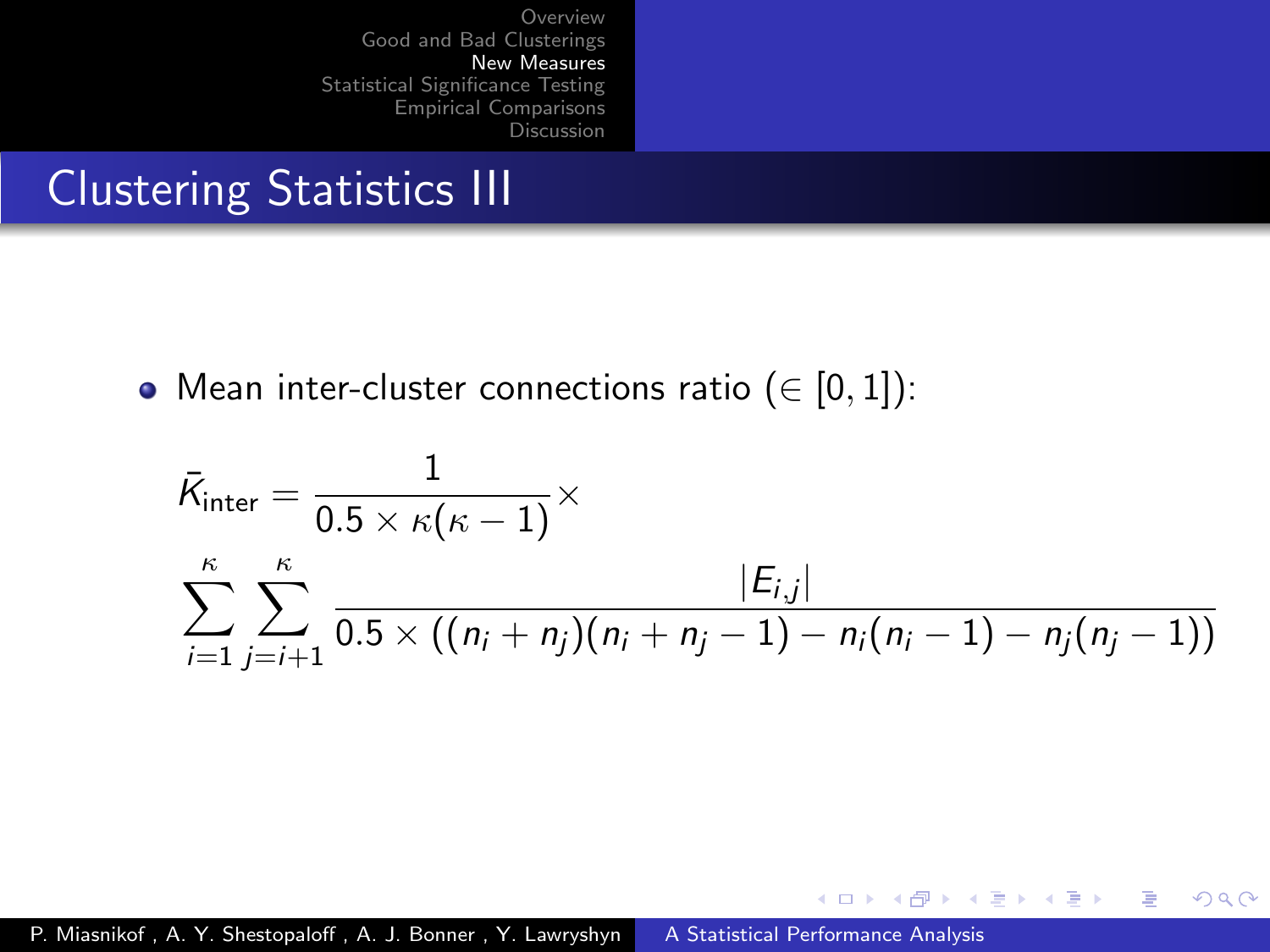# Clustering Statistics III

- Mean inter-cluster connections ratio ($\in [0, 1]$):

$$
\bar{K}_{\text{inter}} = \frac{1}{0.5 \times \kappa(\kappa - 1)} \times
$$

$$
\sum_{i=1}^{\kappa} \sum_{j=i+1}^{\kappa} \frac{|E_{i,j}|}{0.5 \times ((n_i + n_j)(n_i + n_j - 1) - n_i(n_i - 1) - n_j(n_j - 1))}
$$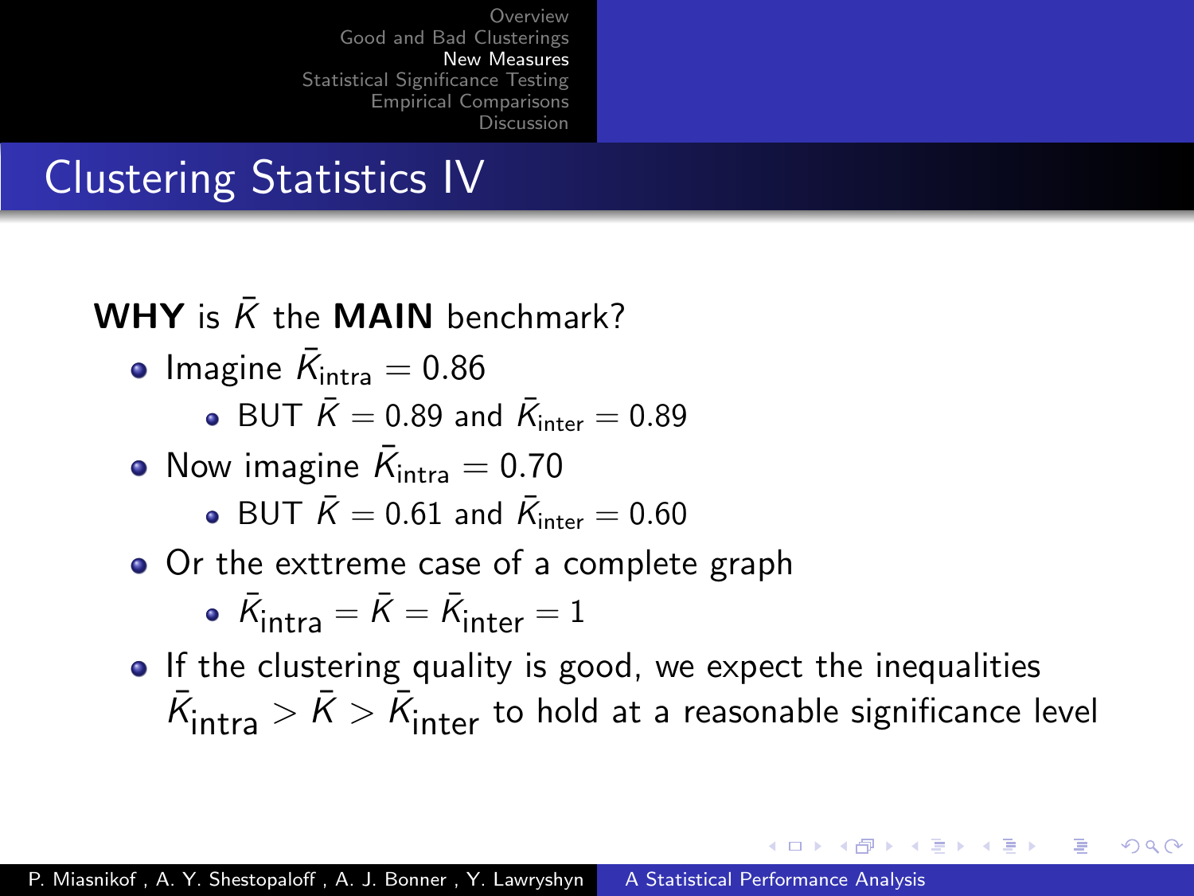# Clustering Statistics IV

**WHY** is $\bar{K}$ the **MAIN** benchmark?

- Imagine $\bar{K}_{\text{intra}} = 0.86$
  - BUT $\bar{K} = 0.89$ and $\bar{K}_{\text{inter}} = 0.89$
- Now imagine $\bar{K}_{\text{intra}} = 0.70$
  - BUT $\bar{K} = 0.61$ and $\bar{K}_{\text{inter}} = 0.60$
- Or the exttreme case of a complete graph
  - $\bar{K}_{\text{intra}} = \bar{K} = \bar{K}_{\text{inter}} = 1$
- If the clustering quality is good, we expect the inequalities $\bar{K}_{\text{intra}} > \bar{K} > \bar{K}_{\text{inter}}$ to hold at a reasonable significance level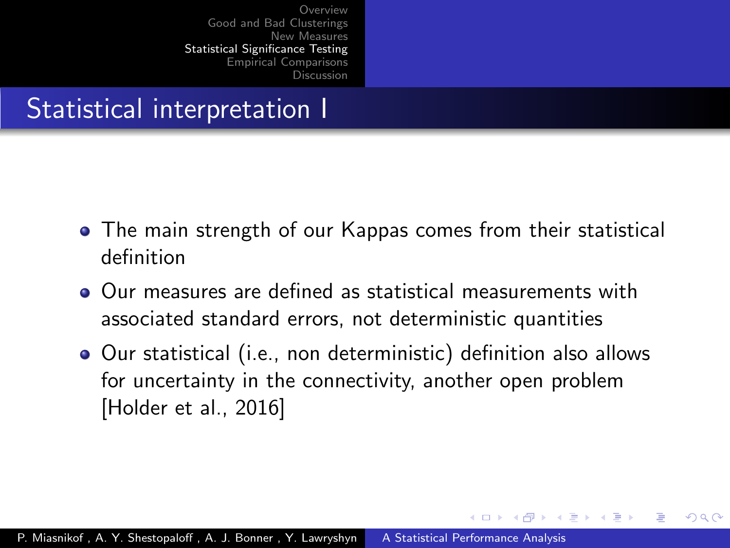# Statistical interpretation I

- The main strength of our Kappas comes from their statistical definition
- Our measures are defined as statistical measurements with associated standard errors, not deterministic quantities
- Our statistical (i.e., non deterministic) definition also allows for uncertainty in the connectivity, another open problem [Holder et al., 2016]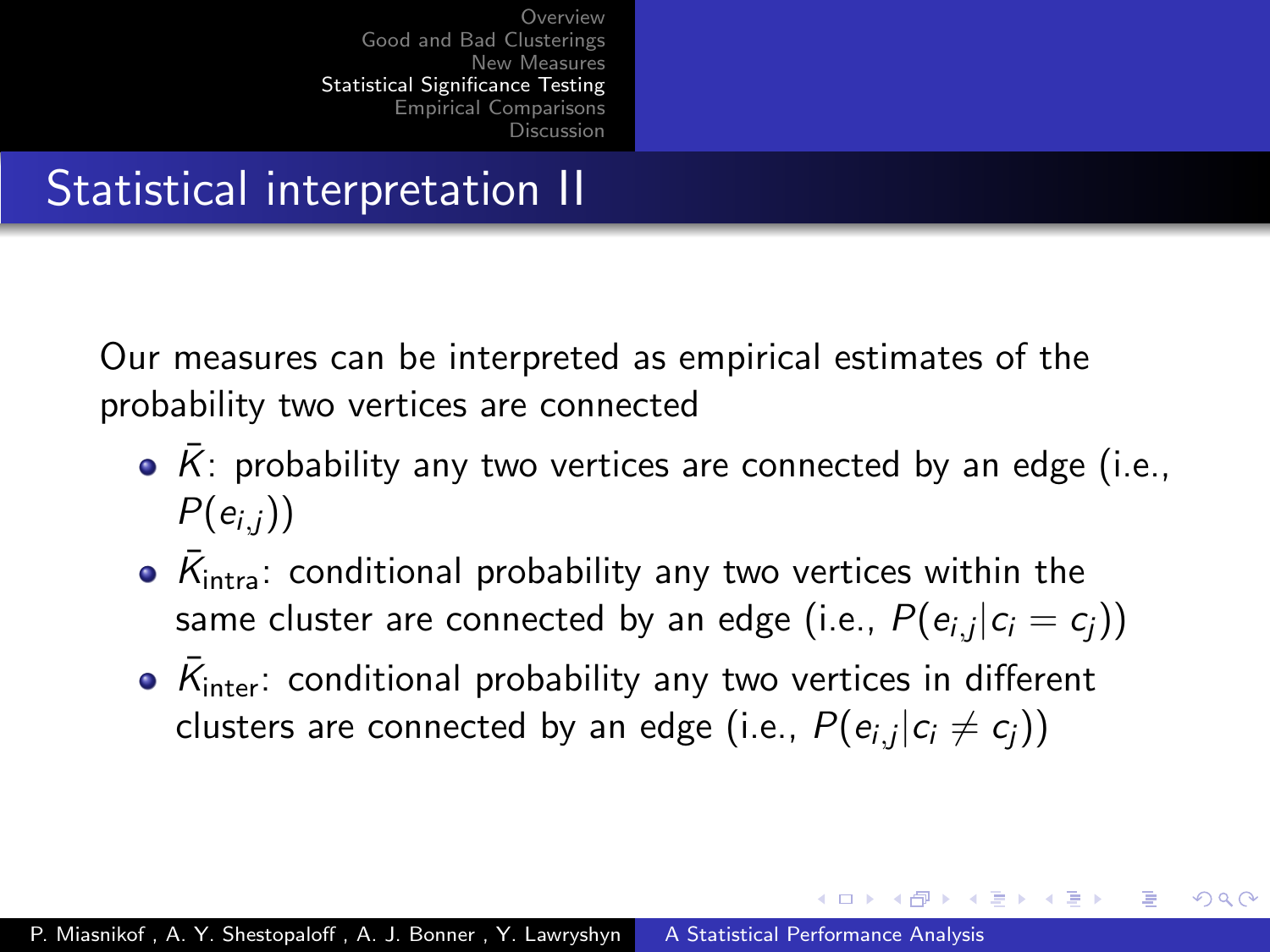## Statistical interpretation II

Our measures can be interpreted as empirical estimates of the probability two vertices are connected

- $\bar{K}$: probability any two vertices are connected by an edge (i.e., $P(e_{i,j})$)
- $\bar{K}_{\text{intra}}$: conditional probability any two vertices within the same cluster are connected by an edge (i.e., $P(e_{i,j}|c_i = c_j)$)
- $\bar{K}_{\text{inter}}$: conditional probability any two vertices in different clusters are connected by an edge (i.e., $P(e_{i,j}|c_i \neq c_j)$)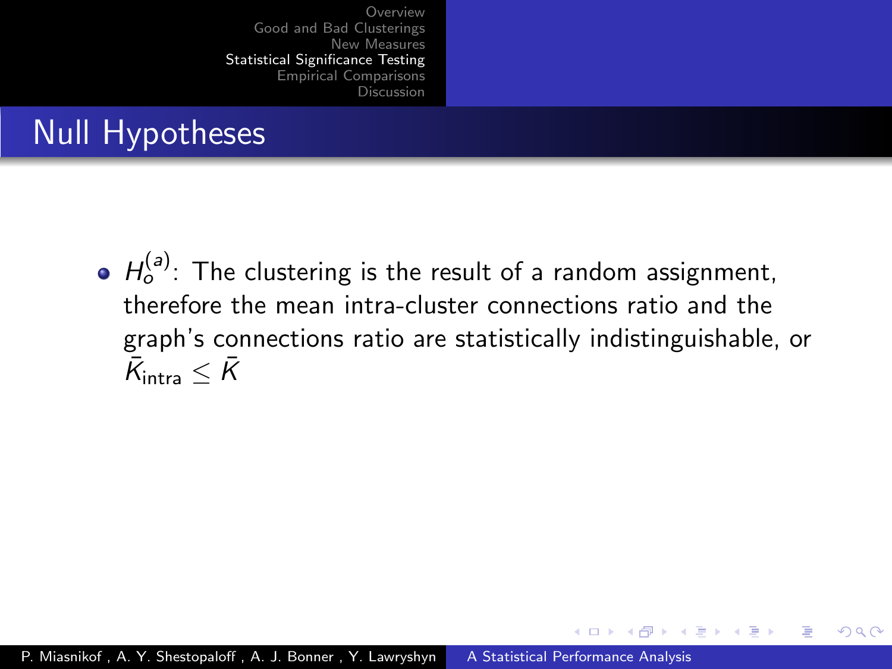# Null Hypotheses

- $H_o^{(a)}$: The clustering is the result of a random assignment, therefore the mean intra-cluster connections ratio and the graph's connections ratio are statistically indistinguishable, or $\bar{K}_{\text{intra}} \leq \bar{K}$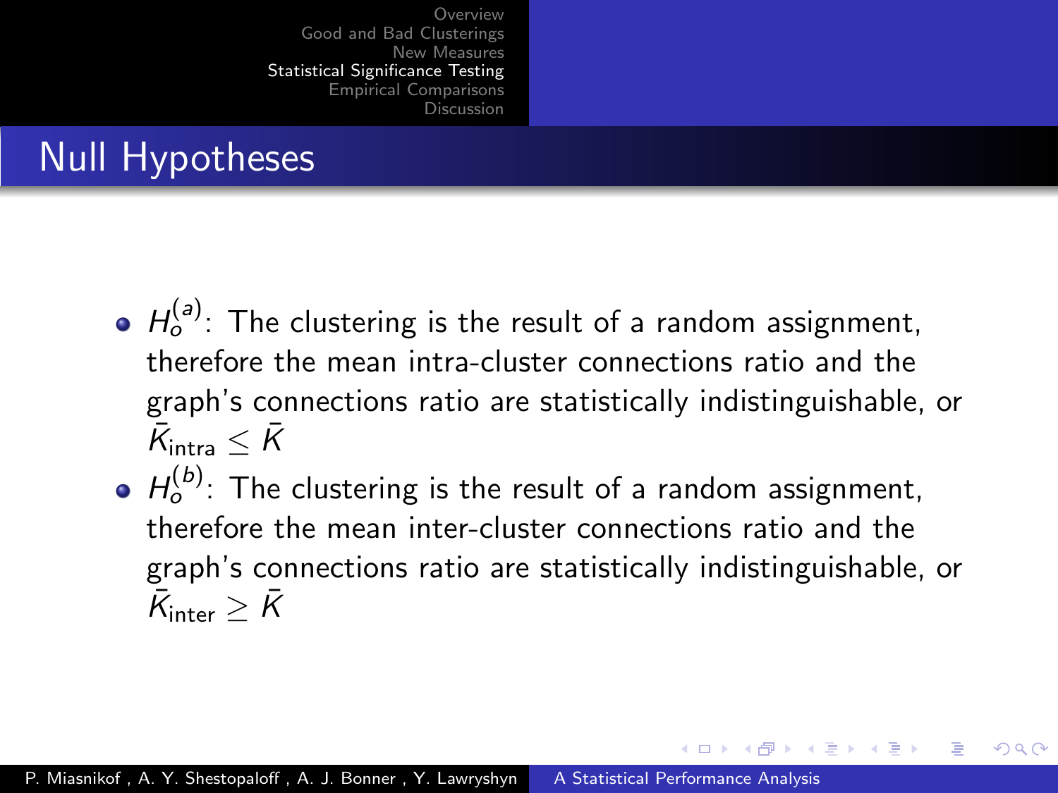# Null Hypotheses

- $H_o^{(a)}$: The clustering is the result of a random assignment, therefore the mean intra-cluster connections ratio and the graph's connections ratio are statistically indistinguishable, or $\bar{K}_{\text{intra}} \leq \bar{K}$
- $H_o^{(b)}$: The clustering is the result of a random assignment, therefore the mean inter-cluster connections ratio and the graph's connections ratio are statistically indistinguishable, or $\bar{K}_{\text{inter}} \geq \bar{K}$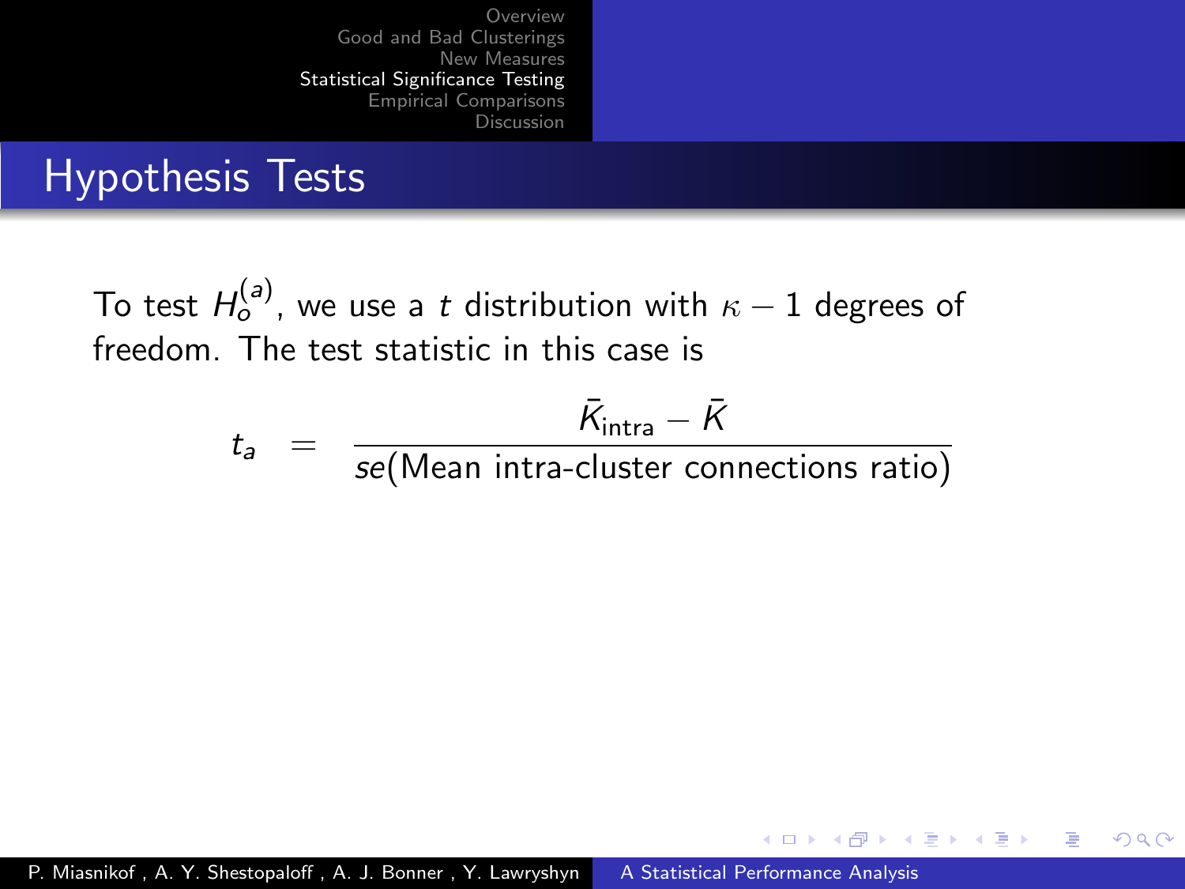## Hypothesis Tests

To test $H_o^{(a)}$, we use a $t$ distribution with $\kappa - 1$ degrees of freedom. The test statistic in this case is

$$t_a = \frac{\bar{K}_{\text{intra}} - \bar{K}}{se(\text{Mean intra-cluster connections ratio})}$$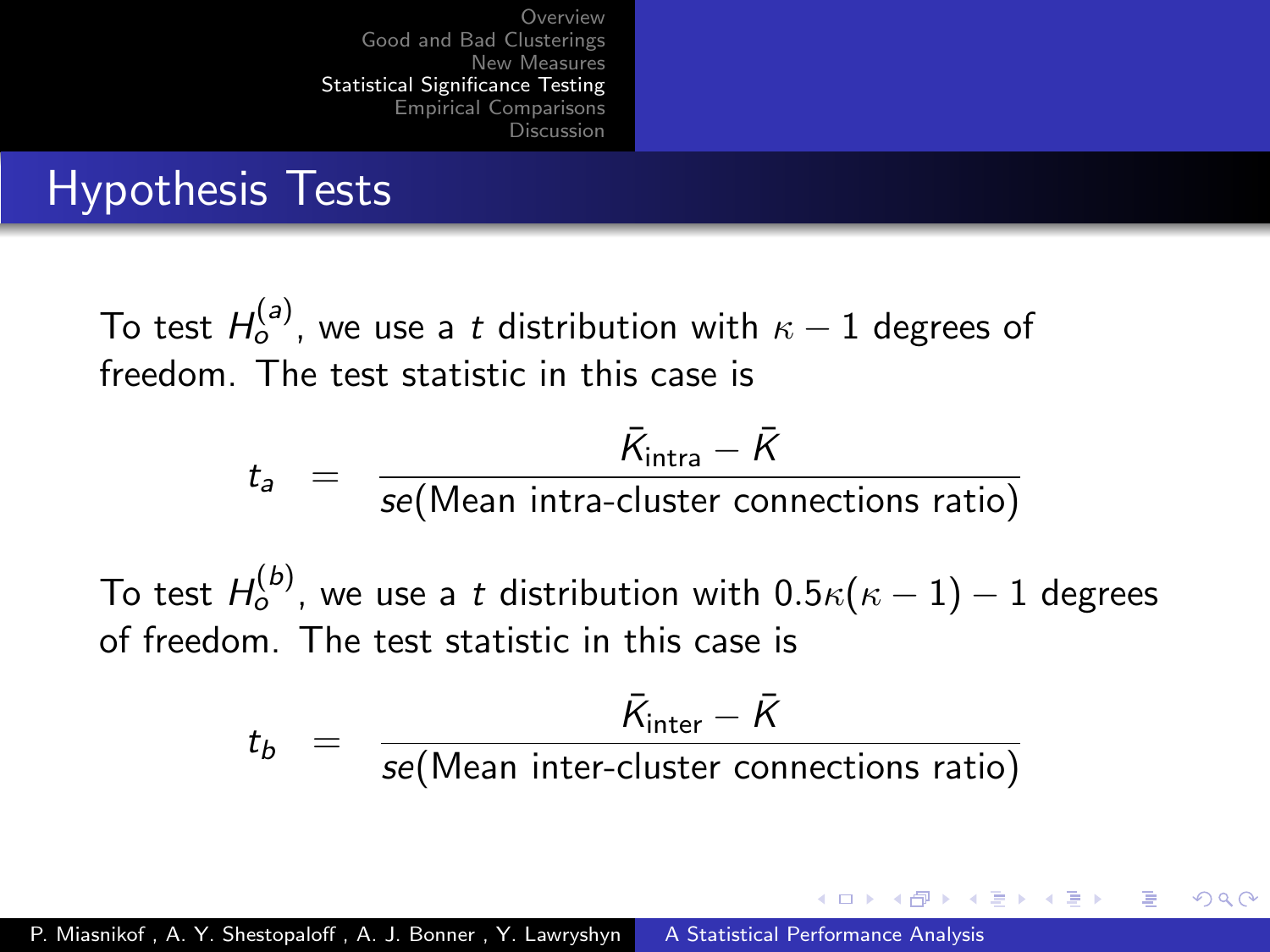# Hypothesis Tests

To test $H_o^{(a)}$, we use a $t$ distribution with $\kappa - 1$ degrees of freedom. The test statistic in this case is

$$t_a = \frac{\bar{K}_{\text{intra}} - \bar{K}}{se(\text{Mean intra-cluster connections ratio})}$$

To test $H_o^{(b)}$, we use a $t$ distribution with $0.5\kappa(\kappa - 1) - 1$ degrees of freedom. The test statistic in this case is

$$t_b = \frac{\bar{K}_{\text{inter}} - \bar{K}}{se(\text{Mean inter-cluster connections ratio})}$$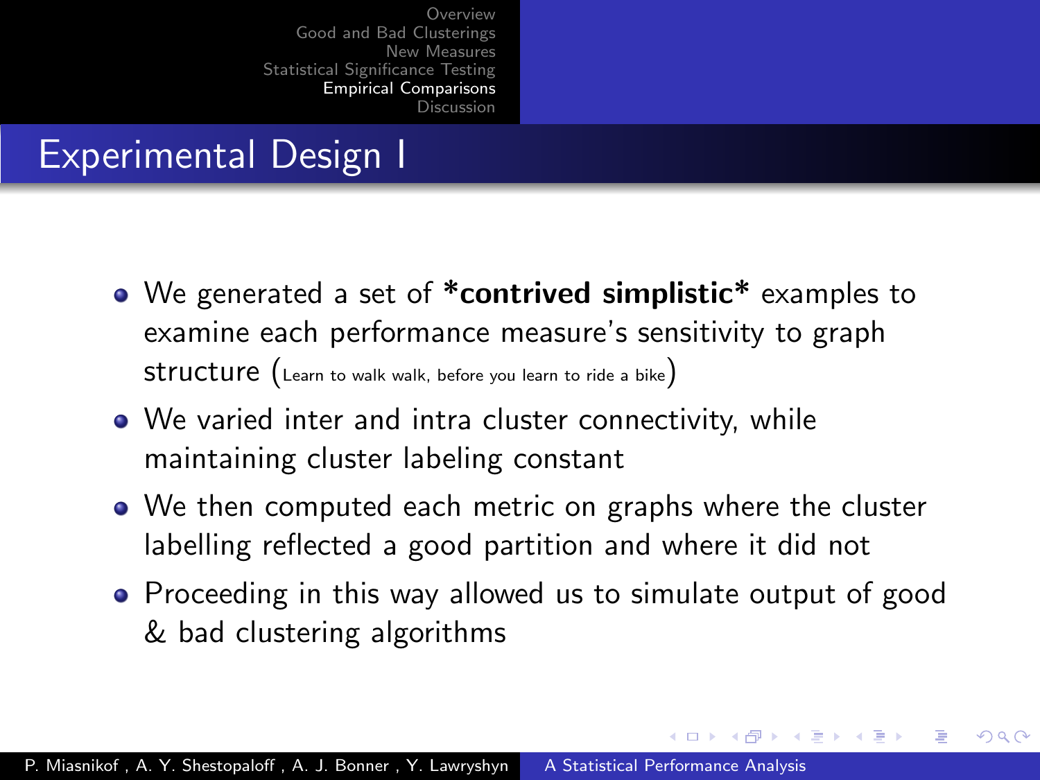# Experimental Design I

- We generated a set of ***contrived simplistic*** examples to examine each performance measure's sensitivity to graph structure (Learn to walk walk, before you learn to ride a bike)
- We varied inter and intra cluster connectivity, while maintaining cluster labeling constant
- We then computed each metric on graphs where the cluster labelling reflected a good partition and where it did not
- Proceeding in this way allowed us to simulate output of good & bad clustering algorithms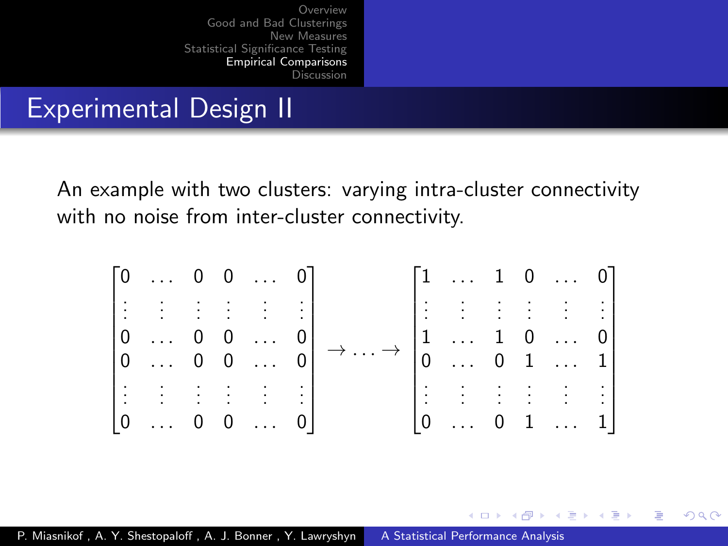# Experimental Design II

An example with two clusters: varying intra-cluster connectivity with no noise from inter-cluster connectivity.

$$
\begin{bmatrix}
0 & \dots & 0 & 0 & \dots & 0 \\
\vdots & \vdots & \vdots & \vdots & \vdots & \vdots \\
0 & \dots & 0 & 0 & \dots & 0 \\
0 & \dots & 0 & 0 & \dots & 0 \\
\vdots & \vdots & \vdots & \vdots & \vdots & \vdots \\
0 & \dots & 0 & 0 & \dots & 0
\end{bmatrix}
\rightarrow \dots \rightarrow
\begin{bmatrix}
1 & \dots & 1 & 0 & \dots & 0 \\
\vdots & \vdots & \vdots & \vdots & \vdots & \vdots \\
1 & \dots & 1 & 0 & \dots & 0 \\
0 & \dots & 0 & 1 & \dots & 1 \\
\vdots & \vdots & \vdots & \vdots & \vdots & \vdots \\
0 & \dots & 0 & 1 & \dots & 1
\end{bmatrix}
$$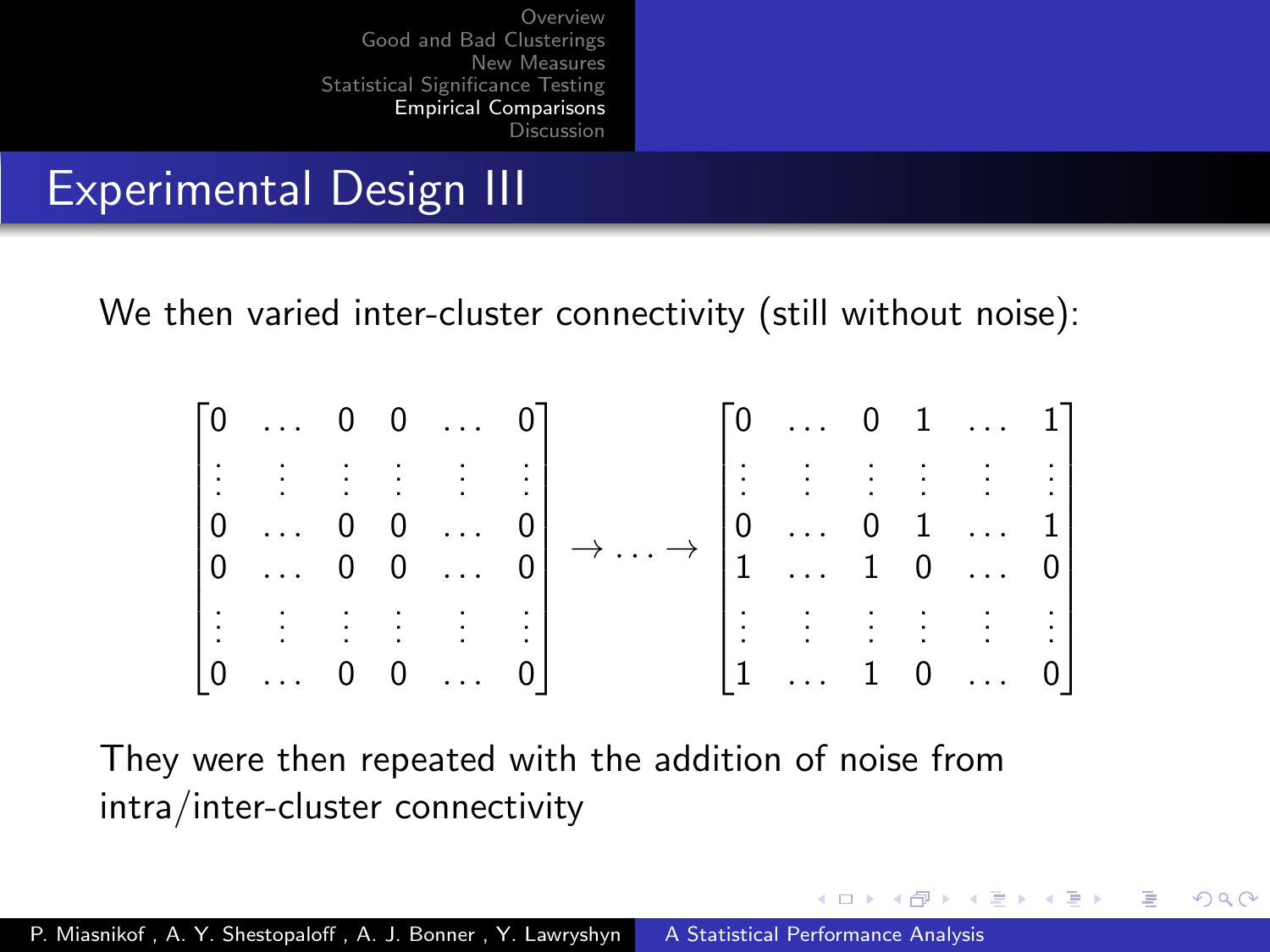# Experimental Design III

We then varied inter-cluster connectivity (still without noise):

$$
\begin{bmatrix}
0 & \dots & 0 & 0 & \dots & 0 \\
\vdots & \vdots & \vdots & \vdots & \vdots & \vdots \\
0 & \dots & 0 & 0 & \dots & 0 \\
0 & \dots & 0 & 0 & \dots & 0 \\
\vdots & \vdots & \vdots & \vdots & \vdots & \vdots \\
0 & \dots & 0 & 0 & \dots & 0
\end{bmatrix}
\rightarrow \dots \rightarrow
\begin{bmatrix}
0 & \dots & 0 & 1 & \dots & 1 \\
\vdots & \vdots & \vdots & \vdots & \vdots & \vdots \\
0 & \dots & 0 & 1 & \dots & 1 \\
1 & \dots & 1 & 0 & \dots & 0 \\
\vdots & \vdots & \vdots & \vdots & \vdots & \vdots \\
1 & \dots & 1 & 0 & \dots & 0
\end{bmatrix}
$$

They were then repeated with the addition of noise from intra/inter-cluster connectivity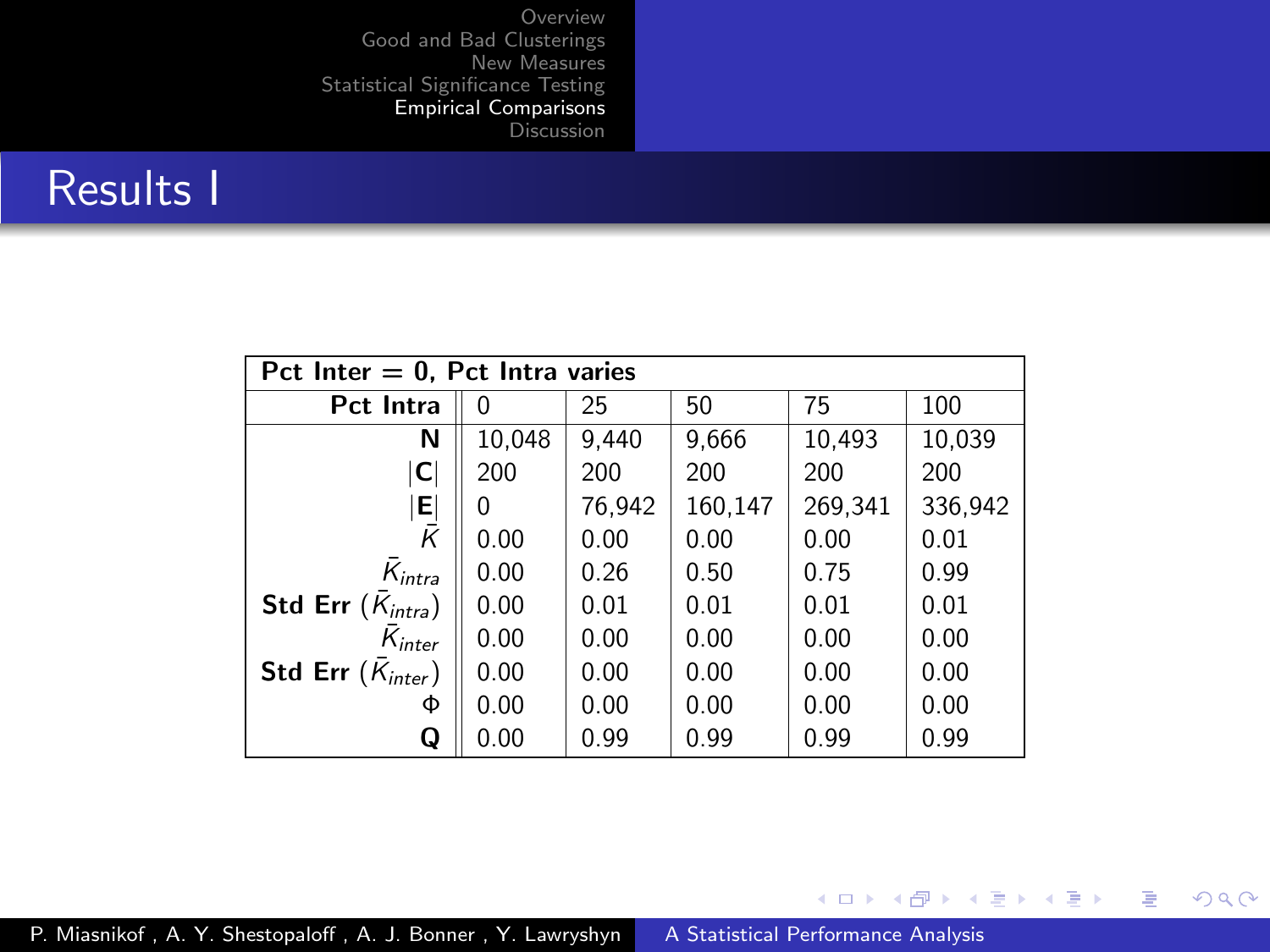## Results I

| Pct Inter = 0, Pct Intra varies | | | | | |
|---|---|---|---|---|---|
| **Pct Intra** | 0 | 25 | 50 | 75 | 100 |
| **N** | 10,048 | 9,440 | 9,666 | 10,493 | 10,039 |
| $\|\mathbf{C}\|$ | 200 | 200 | 200 | 200 | 200 |
| $\|\mathbf{E}\|$ | 0 | 76,942 | 160,147 | 269,341 | 336,942 |
| $\bar{K}$ | 0.00 | 0.00 | 0.00 | 0.00 | 0.01 |
| $\bar{K}_{intra}$ | 0.00 | 0.26 | 0.50 | 0.75 | 0.99 |
| **Std Err** $(\bar{K}_{intra})$ | 0.00 | 0.01 | 0.01 | 0.01 | 0.01 |
| $\bar{K}_{inter}$ | 0.00 | 0.00 | 0.00 | 0.00 | 0.00 |
| **Std Err** $(\bar{K}_{inter})$ | 0.00 | 0.00 | 0.00 | 0.00 | 0.00 |
| $\Phi$ | 0.00 | 0.00 | 0.00 | 0.00 | 0.00 |
| **Q** | 0.00 | 0.99 | 0.99 | 0.99 | 0.99 |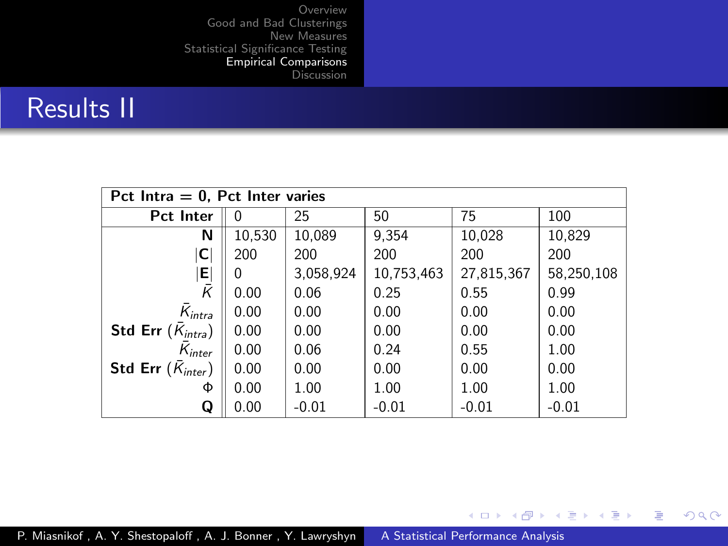# Results II

| **Pct Intra = 0, Pct Inter varies** | | | | | |
|---|---|---|---|---|---|
| **Pct Inter** | 0 | 25 | 50 | 75 | 100 |
| **N** | 10,530 | 10,089 | 9,354 | 10,028 | 10,829 |
| **\|C\|** | 200 | 200 | 200 | 200 | 200 |
| **\|E\|** | 0 | 3,058,924 | 10,753,463 | 27,815,367 | 58,250,108 |
| $\bar{K}$ | 0.00 | 0.06 | 0.25 | 0.55 | 0.99 |
| $\bar{K}_{intra}$ | 0.00 | 0.00 | 0.00 | 0.00 | 0.00 |
| **Std Err** ($\bar{K}_{intra}$) | 0.00 | 0.00 | 0.00 | 0.00 | 0.00 |
| $\bar{K}_{inter}$ | 0.00 | 0.06 | 0.24 | 0.55 | 1.00 |
| **Std Err** ($\bar{K}_{inter}$) | 0.00 | 0.00 | 0.00 | 0.00 | 0.00 |
| $\Phi$ | 0.00 | 1.00 | 1.00 | 1.00 | 1.00 |
| **Q** | 0.00 | -0.01 | -0.01 | -0.01 | -0.01 |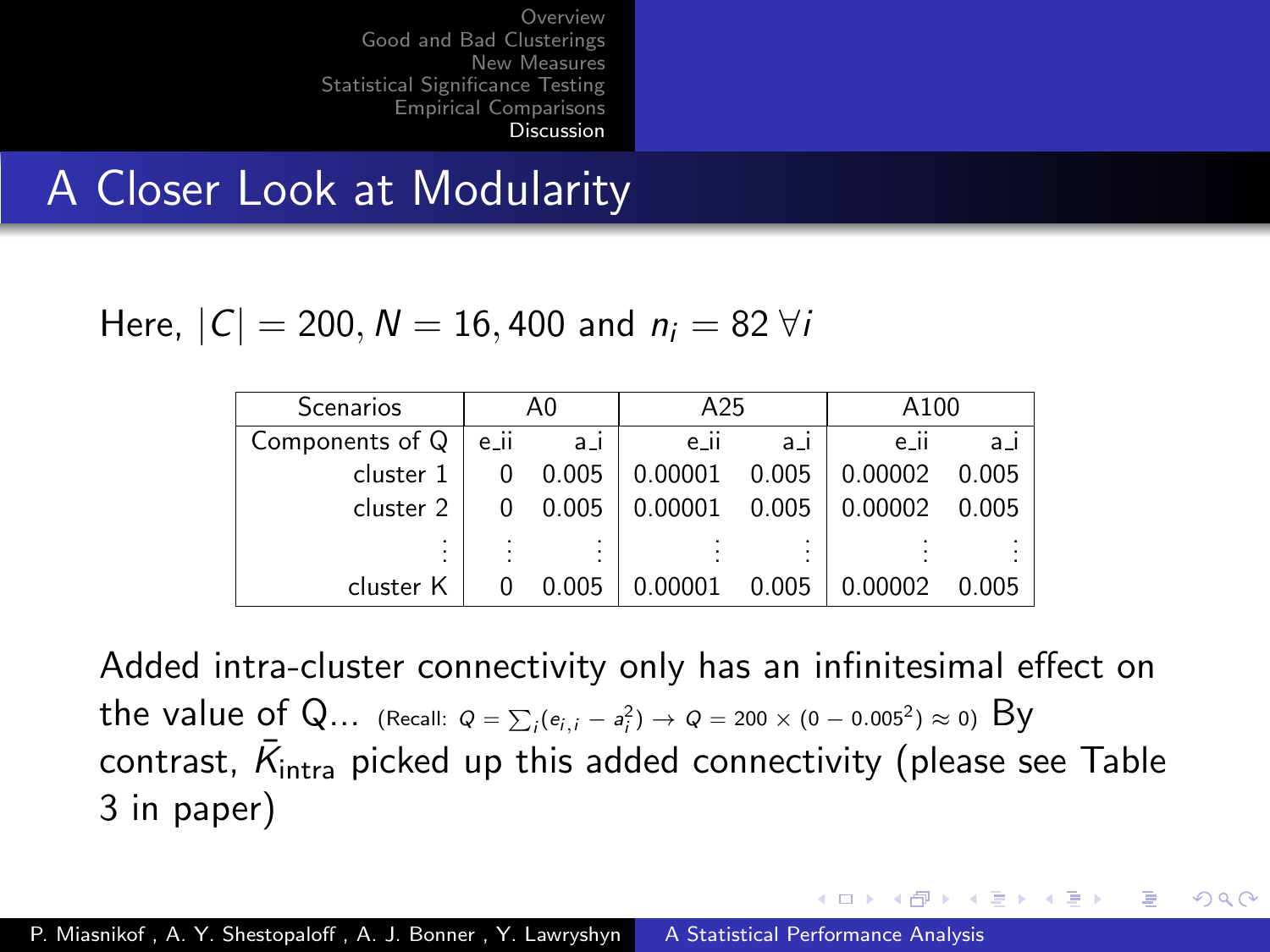## A Closer Look at Modularity

Here, $|C| = 200$, $N = 16,400$ and $n_i = 82 \; \forall i$

| Scenarios | A0 | | A25 | | A100 | |
|---|---|---|---|---|---|---|
| Components of Q | e_ii | a_i | e_ii | a_i | e_ii | a_i |
| cluster 1 | 0 | 0.005 | 0.00001 | 0.005 | 0.00002 | 0.005 |
| cluster 2 | 0 | 0.005 | 0.00001 | 0.005 | 0.00002 | 0.005 |
| ⋮ | ⋮ | ⋮ | ⋮ | ⋮ | ⋮ | ⋮ |
| cluster K | 0 | 0.005 | 0.00001 | 0.005 | 0.00002 | 0.005 |

Added intra-cluster connectivity only has an infinitesimal effect on the value of Q... (Recall: $Q = \sum_i (e_{i,i} - a_i^2) \rightarrow Q = 200 \times (0 - 0.005^2) \approx 0$) By contrast, $\bar{K}_{\text{intra}}$ picked up this added connectivity (please see Table 3 in paper)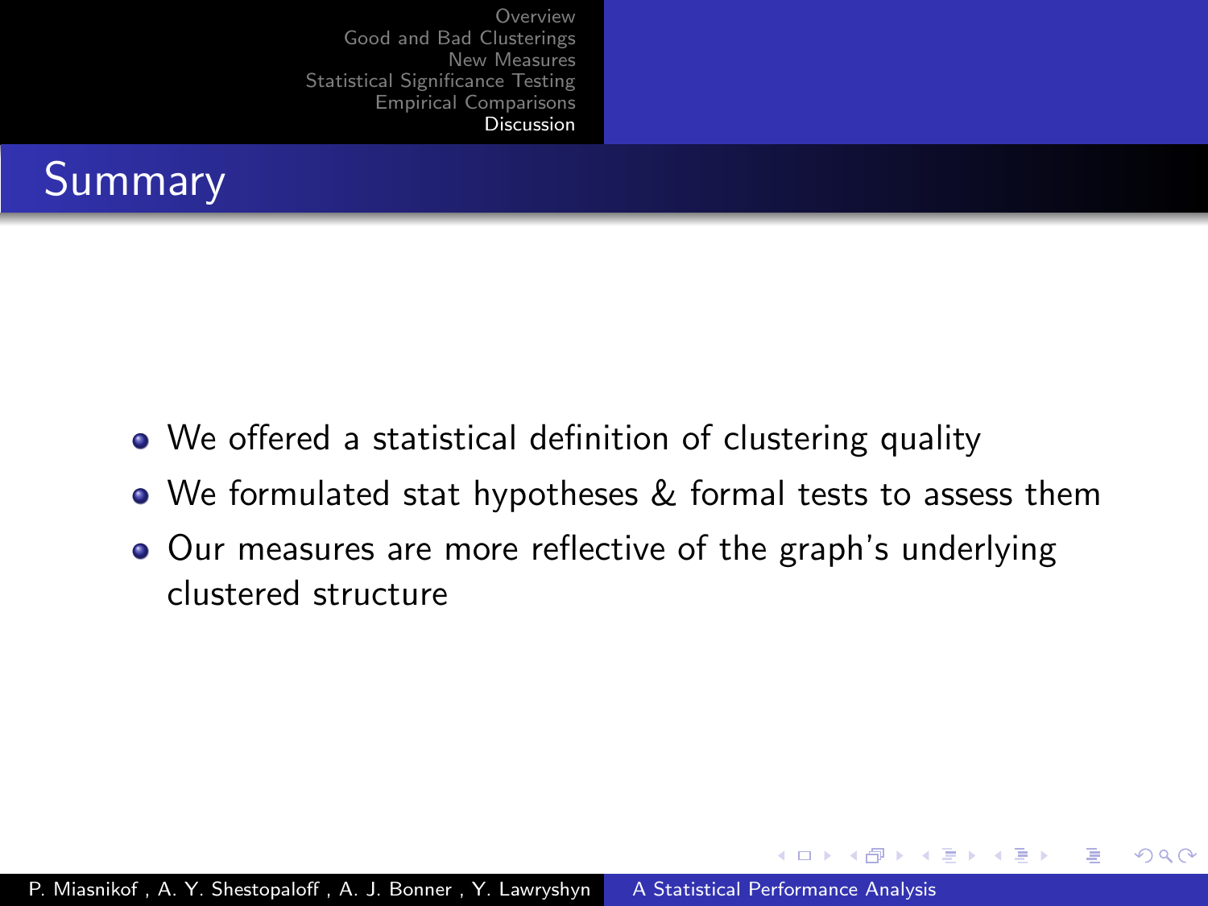## Summary

- We offered a statistical definition of clustering quality
- We formulated stat hypotheses & formal tests to assess them
- Our measures are more reflective of the graph's underlying clustered structure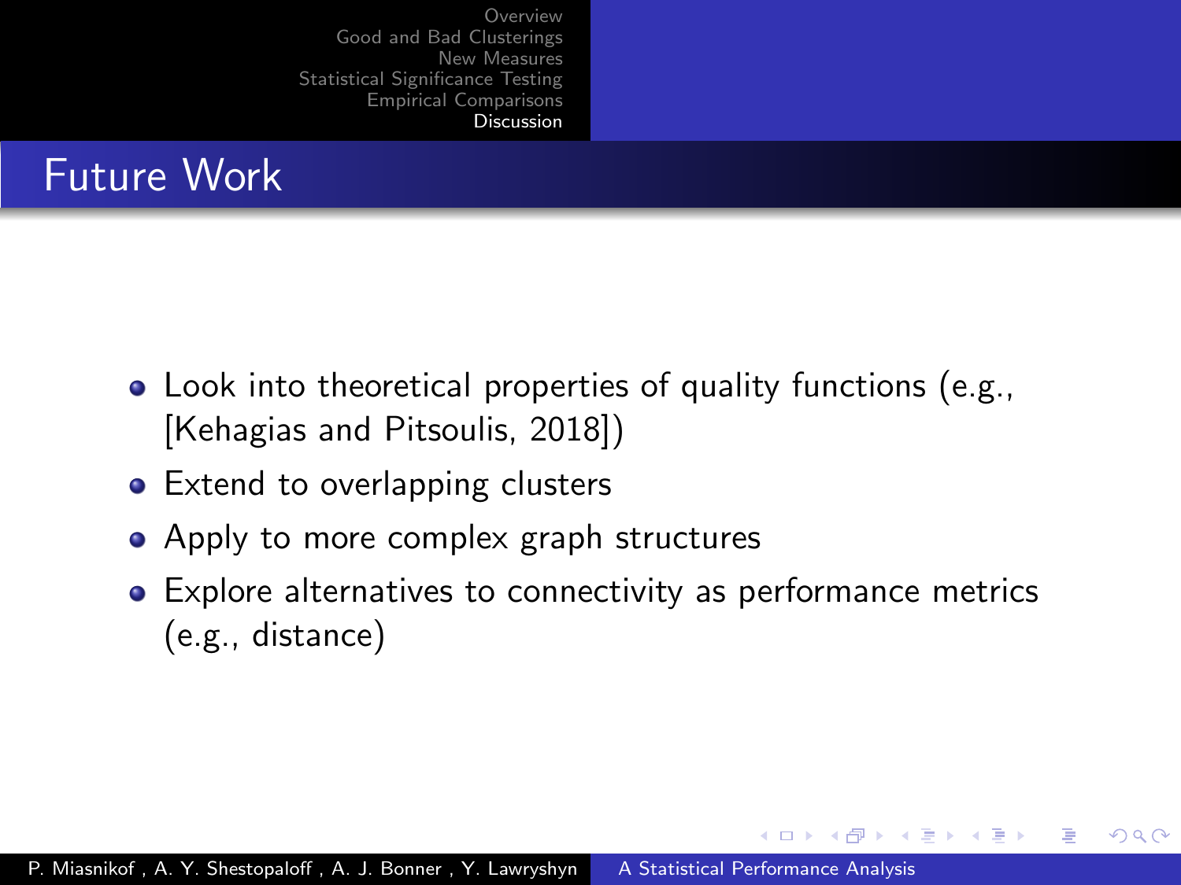## Future Work

- Look into theoretical properties of quality functions (e.g., [Kehagias and Pitsoulis, 2018])
- Extend to overlapping clusters
- Apply to more complex graph structures
- Explore alternatives to connectivity as performance metrics (e.g., distance)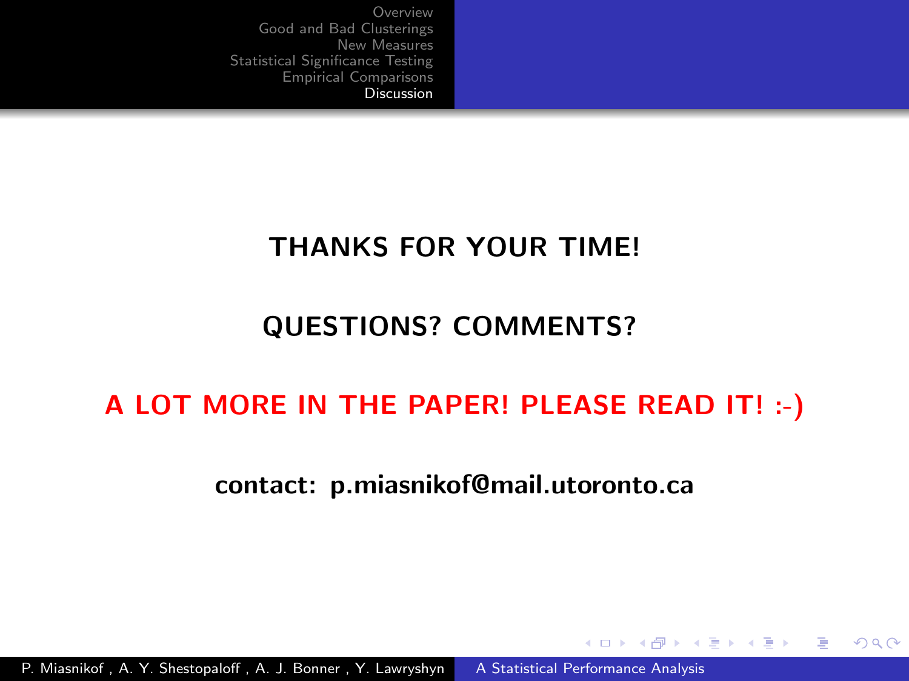**THANKS FOR YOUR TIME!**

**QUESTIONS? COMMENTS?**

**A LOT MORE IN THE PAPER! PLEASE READ IT! :-)**

**contact: p.miasnikof@mail.utoronto.ca**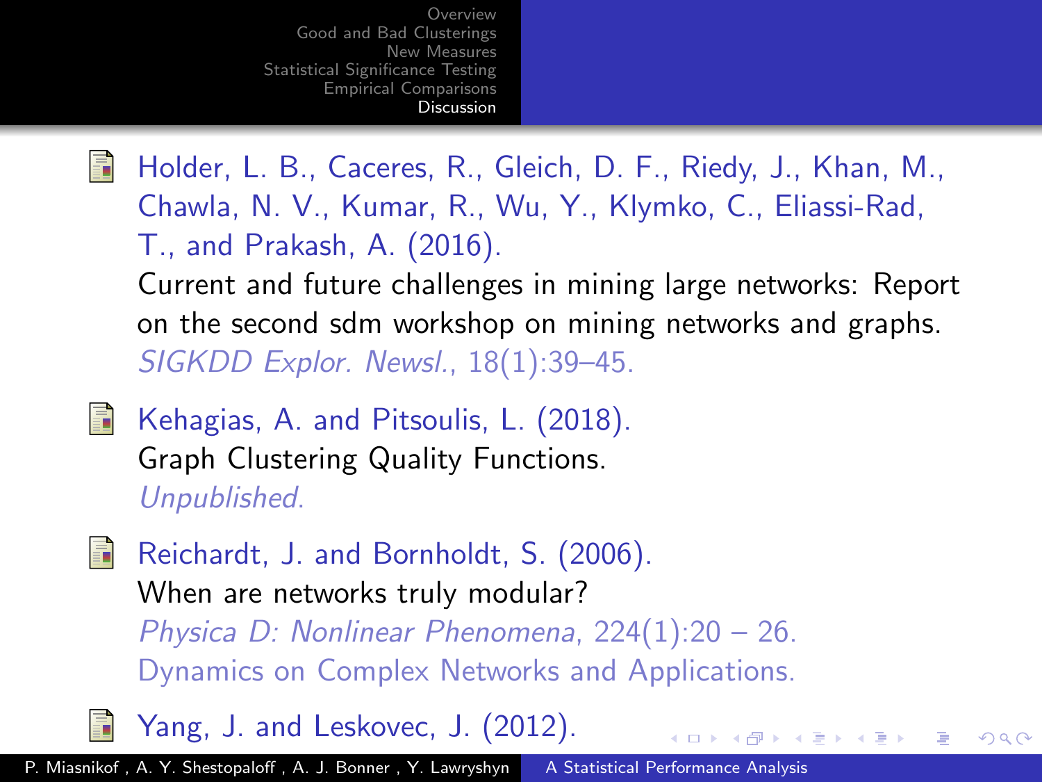- Holder, L. B., Caceres, R., Gleich, D. F., Riedy, J., Khan, M., Chawla, N. V., Kumar, R., Wu, Y., Klymko, C., Eliassi-Rad, T., and Prakash, A. (2016).
  Current and future challenges in mining large networks: Report on the second sdm workshop on mining networks and graphs.
  *SIGKDD Explor. Newsl.*, 18(1):39–45.

- Kehagias, A. and Pitsoulis, L. (2018).
  Graph Clustering Quality Functions.
  *Unpublished*.

- Reichardt, J. and Bornholdt, S. (2006).
  When are networks truly modular?
  *Physica D: Nonlinear Phenomena*, 224(1):20 – 26.
  Dynamics on Complex Networks and Applications.

- Yang, J. and Leskovec, J. (2012).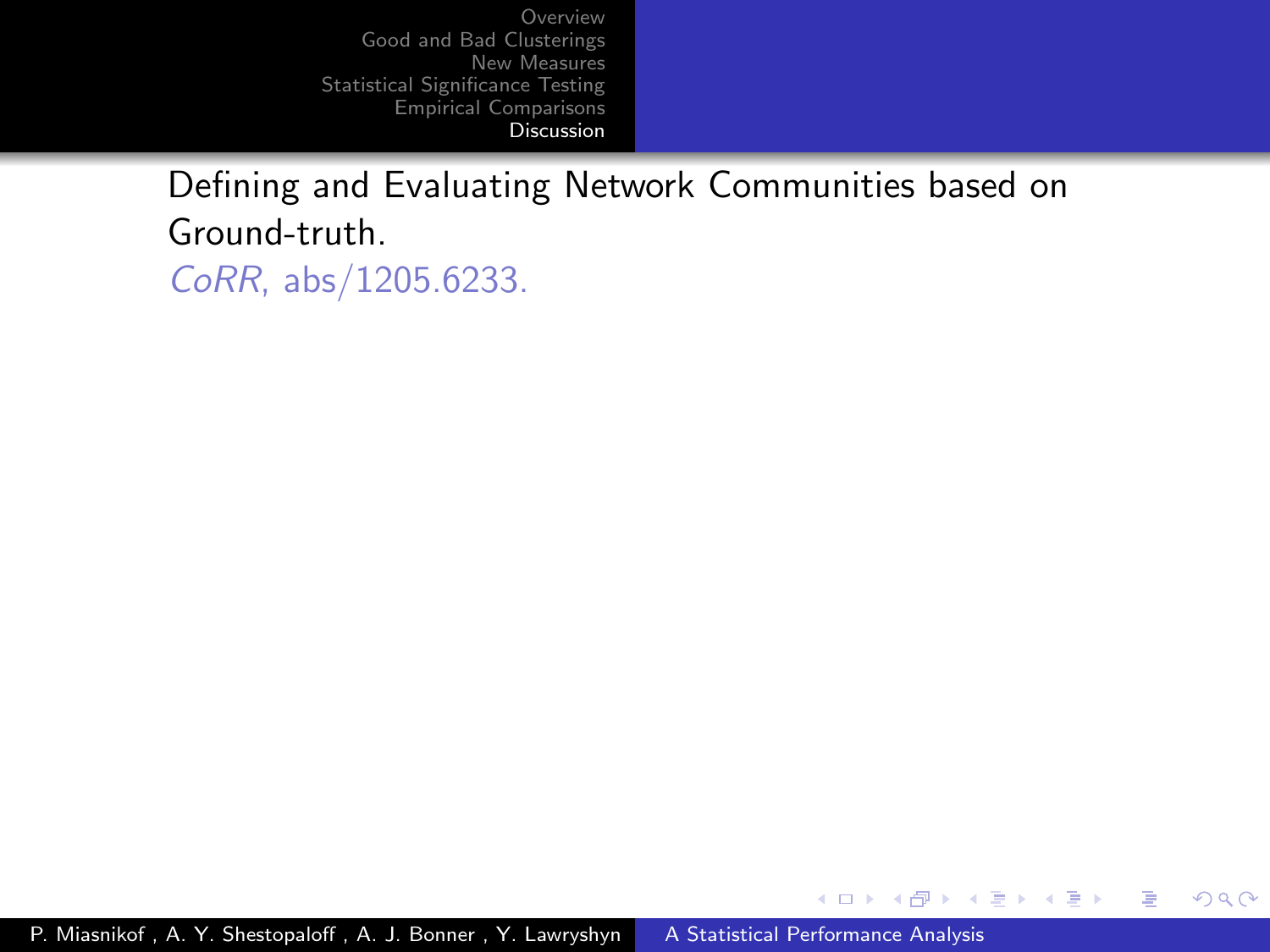Defining and Evaluating Network Communities based on Ground-truth.

*CoRR*, abs/1205.6233.